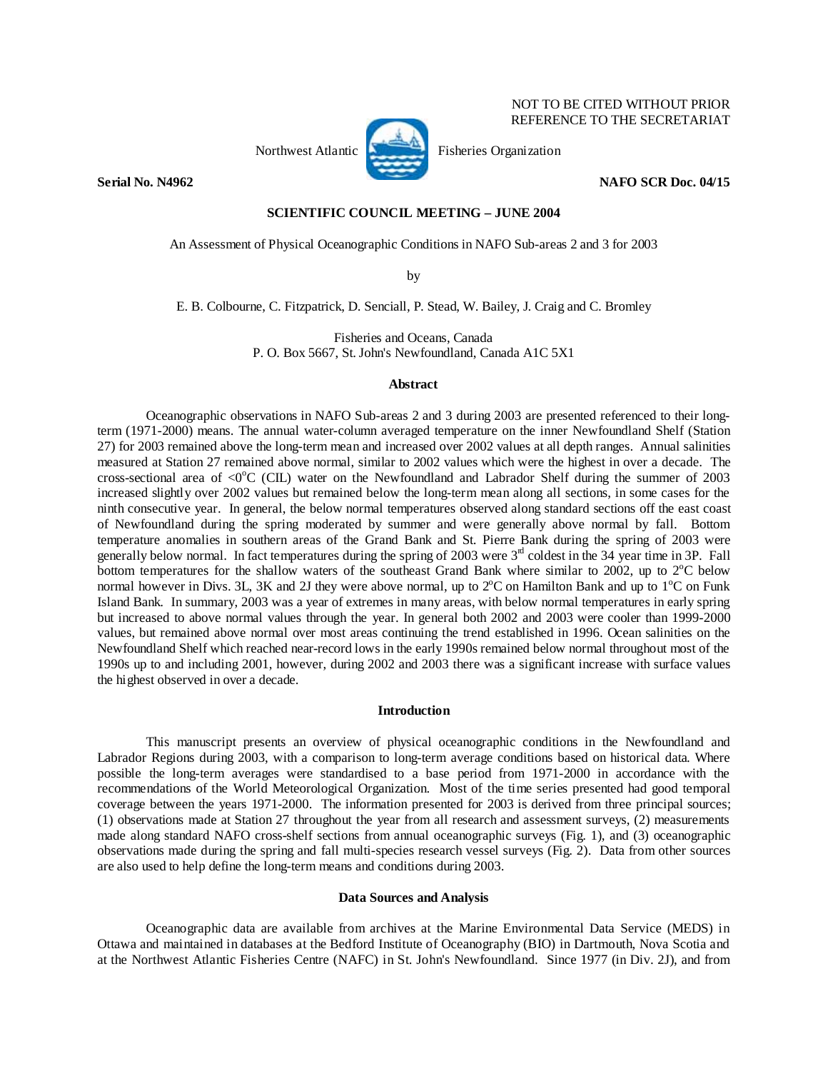NOT TO BE CITED WITHOUT PRIOR REFERENCE TO THE SECRETARIAT

Northwest Atlantic Fisheries Organization

**Serial No. N4962** **NAFO SCR Doc. 04/15**

**SCIENTIFIC COUNCIL MEETING – JUNE 2004**

An Assessment of Physical Oceanographic Conditions in NAFO Sub-areas 2 and 3 for 2003

by

E. B. Colbourne, C. Fitzpatrick, D. Senciall, P. Stead, W. Bailey, J. Craig and C. Bromley

Fisheries and Oceans, Canada
P. O. Box 5667, St. John's Newfoundland, Canada A1C 5X1

## Abstract

Oceanographic observations in NAFO Sub-areas 2 and 3 during 2003 are presented referenced to their long-term (1971-2000) means. The annual water-column averaged temperature on the inner Newfoundland Shelf (Station 27) for 2003 remained above the long-term mean and increased over 2002 values at all depth ranges. Annual salinities measured at Station 27 remained above normal, similar to 2002 values which were the highest in over a decade. The cross-sectional area of <0°C (CIL) water on the Newfoundland and Labrador Shelf during the summer of 2003 increased slightly over 2002 values but remained below the long-term mean along all sections, in some cases for the ninth consecutive year. In general, the below normal temperatures observed along standard sections off the east coast of Newfoundland during the spring moderated by summer and were generally above normal by fall. Bottom temperature anomalies in southern areas of the Grand Bank and St. Pierre Bank during the spring of 2003 were generally below normal. In fact temperatures during the spring of 2003 were 3rd coldest in the 34 year time in 3P. Fall bottom temperatures for the shallow waters of the southeast Grand Bank where similar to 2002, up to 2°C below normal however in Divs. 3L, 3K and 2J they were above normal, up to 2°C on Hamilton Bank and up to 1°C on Funk Island Bank. In summary, 2003 was a year of extremes in many areas, with below normal temperatures in early spring but increased to above normal values through the year. In general both 2002 and 2003 were cooler than 1999-2000 values, but remained above normal over most areas continuing the trend established in 1996. Ocean salinities on the Newfoundland Shelf which reached near-record lows in the early 1990s remained below normal throughout most of the 1990s up to and including 2001, however, during 2002 and 2003 there was a significant increase with surface values the highest observed in over a decade.

## Introduction

This manuscript presents an overview of physical oceanographic conditions in the Newfoundland and Labrador Regions during 2003, with a comparison to long-term average conditions based on historical data. Where possible the long-term averages were standardised to a base period from 1971-2000 in accordance with the recommendations of the World Meteorological Organization. Most of the time series presented had good temporal coverage between the years 1971-2000. The information presented for 2003 is derived from three principal sources; (1) observations made at Station 27 throughout the year from all research and assessment surveys, (2) measurements made along standard NAFO cross-shelf sections from annual oceanographic surveys (Fig. 1), and (3) oceanographic observations made during the spring and fall multi-species research vessel surveys (Fig. 2). Data from other sources are also used to help define the long-term means and conditions during 2003.

## Data Sources and Analysis

Oceanographic data are available from archives at the Marine Environmental Data Service (MEDS) in Ottawa and maintained in databases at the Bedford Institute of Oceanography (BIO) in Dartmouth, Nova Scotia and at the Northwest Atlantic Fisheries Centre (NAFC) in St. John's Newfoundland. Since 1977 (in Div. 2J), and from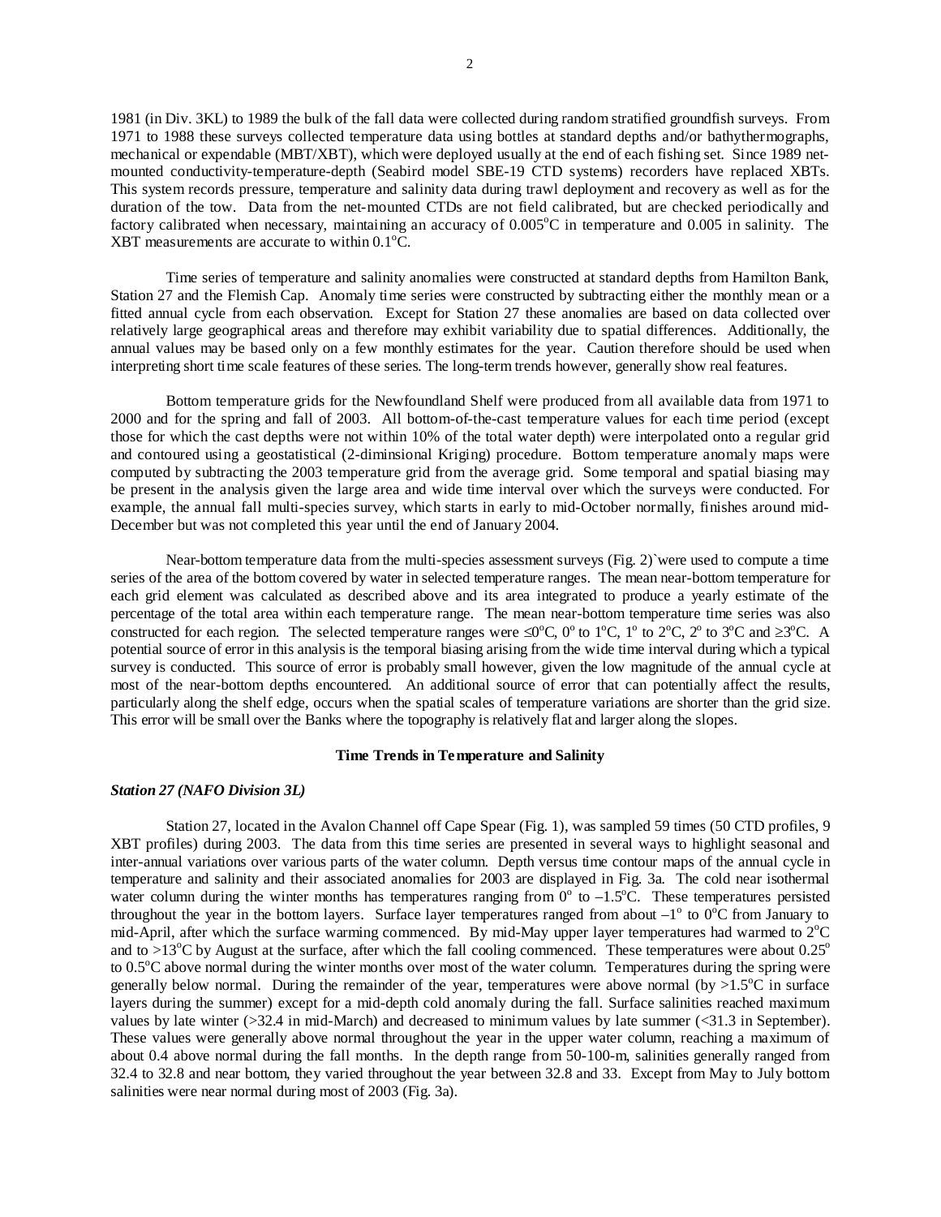1981 (in Div. 3KL) to 1989 the bulk of the fall data were collected during random stratified groundfish surveys. From 1971 to 1988 these surveys collected temperature data using bottles at standard depths and/or bathythermographs, mechanical or expendable (MBT/XBT), which were deployed usually at the end of each fishing set. Since 1989 net-mounted conductivity-temperature-depth (Seabird model SBE-19 CTD systems) recorders have replaced XBTs. This system records pressure, temperature and salinity data during trawl deployment and recovery as well as for the duration of the tow. Data from the net-mounted CTDs are not field calibrated, but are checked periodically and factory calibrated when necessary, maintaining an accuracy of 0.005°C in temperature and 0.005 in salinity. The XBT measurements are accurate to within 0.1°C.

Time series of temperature and salinity anomalies were constructed at standard depths from Hamilton Bank, Station 27 and the Flemish Cap. Anomaly time series were constructed by subtracting either the monthly mean or a fitted annual cycle from each observation. Except for Station 27 these anomalies are based on data collected over relatively large geographical areas and therefore may exhibit variability due to spatial differences. Additionally, the annual values may be based only on a few monthly estimates for the year. Caution therefore should be used when interpreting short time scale features of these series. The long-term trends however, generally show real features.

Bottom temperature grids for the Newfoundland Shelf were produced from all available data from 1971 to 2000 and for the spring and fall of 2003. All bottom-of-the-cast temperature values for each time period (except those for which the cast depths were not within 10% of the total water depth) were interpolated onto a regular grid and contoured using a geostatistical (2-diminsional Kriging) procedure. Bottom temperature anomaly maps were computed by subtracting the 2003 temperature grid from the average grid. Some temporal and spatial biasing may be present in the analysis given the large area and wide time interval over which the surveys were conducted. For example, the annual fall multi-species survey, which starts in early to mid-October normally, finishes around mid-December but was not completed this year until the end of January 2004.

Near-bottom temperature data from the multi-species assessment surveys (Fig. 2)`were used to compute a time series of the area of the bottom covered by water in selected temperature ranges. The mean near-bottom temperature for each grid element was calculated as described above and its area integrated to produce a yearly estimate of the percentage of the total area within each temperature range. The mean near-bottom temperature time series was also constructed for each region. The selected temperature ranges were ≤0°C, 0° to 1°C, 1° to 2°C, 2° to 3°C and ≥3°C. A potential source of error in this analysis is the temporal biasing arising from the wide time interval during which a typical survey is conducted. This source of error is probably small however, given the low magnitude of the annual cycle at most of the near-bottom depths encountered. An additional source of error that can potentially affect the results, particularly along the shelf edge, occurs when the spatial scales of temperature variations are shorter than the grid size. This error will be small over the Banks where the topography is relatively flat and larger along the slopes.

## Time Trends in Temperature and Salinity

### *Station 27 (NAFO Division 3L)*

Station 27, located in the Avalon Channel off Cape Spear (Fig. 1), was sampled 59 times (50 CTD profiles, 9 XBT profiles) during 2003. The data from this time series are presented in several ways to highlight seasonal and inter-annual variations over various parts of the water column. Depth versus time contour maps of the annual cycle in temperature and salinity and their associated anomalies for 2003 are displayed in Fig. 3a. The cold near isothermal water column during the winter months has temperatures ranging from 0° to –1.5°C. These temperatures persisted throughout the year in the bottom layers. Surface layer temperatures ranged from about –1° to 0°C from January to mid-April, after which the surface warming commenced. By mid-May upper layer temperatures had warmed to 2°C and to >13°C by August at the surface, after which the fall cooling commenced. These temperatures were about 0.25° to 0.5°C above normal during the winter months over most of the water column. Temperatures during the spring were generally below normal. During the remainder of the year, temperatures were above normal (by >1.5°C in surface layers during the summer) except for a mid-depth cold anomaly during the fall. Surface salinities reached maximum values by late winter (>32.4 in mid-March) and decreased to minimum values by late summer (<31.3 in September). These values were generally above normal throughout the year in the upper water column, reaching a maximum of about 0.4 above normal during the fall months. In the depth range from 50-100-m, salinities generally ranged from 32.4 to 32.8 and near bottom, they varied throughout the year between 32.8 and 33. Except from May to July bottom salinities were near normal during most of 2003 (Fig. 3a).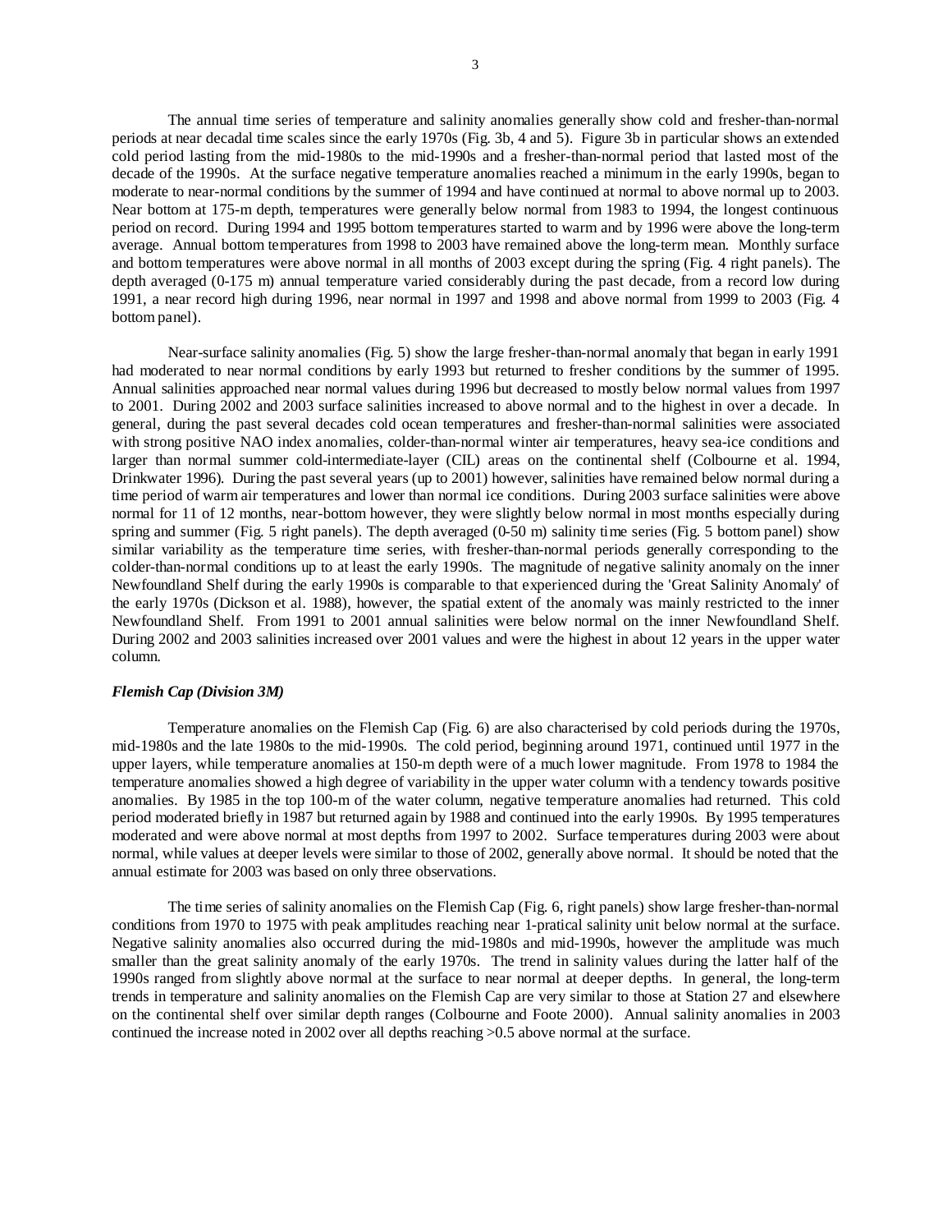The annual time series of temperature and salinity anomalies generally show cold and fresher-than-normal periods at near decadal time scales since the early 1970s (Fig. 3b, 4 and 5). Figure 3b in particular shows an extended cold period lasting from the mid-1980s to the mid-1990s and a fresher-than-normal period that lasted most of the decade of the 1990s. At the surface negative temperature anomalies reached a minimum in the early 1990s, began to moderate to near-normal conditions by the summer of 1994 and have continued at normal to above normal up to 2003. Near bottom at 175-m depth, temperatures were generally below normal from 1983 to 1994, the longest continuous period on record. During 1994 and 1995 bottom temperatures started to warm and by 1996 were above the long-term average. Annual bottom temperatures from 1998 to 2003 have remained above the long-term mean. Monthly surface and bottom temperatures were above normal in all months of 2003 except during the spring (Fig. 4 right panels). The depth averaged (0-175 m) annual temperature varied considerably during the past decade, from a record low during 1991, a near record high during 1996, near normal in 1997 and 1998 and above normal from 1999 to 2003 (Fig. 4 bottom panel).

Near-surface salinity anomalies (Fig. 5) show the large fresher-than-normal anomaly that began in early 1991 had moderated to near normal conditions by early 1993 but returned to fresher conditions by the summer of 1995. Annual salinities approached near normal values during 1996 but decreased to mostly below normal values from 1997 to 2001. During 2002 and 2003 surface salinities increased to above normal and to the highest in over a decade. In general, during the past several decades cold ocean temperatures and fresher-than-normal salinities were associated with strong positive NAO index anomalies, colder-than-normal winter air temperatures, heavy sea-ice conditions and larger than normal summer cold-intermediate-layer (CIL) areas on the continental shelf (Colbourne et al. 1994, Drinkwater 1996). During the past several years (up to 2001) however, salinities have remained below normal during a time period of warm air temperatures and lower than normal ice conditions. During 2003 surface salinities were above normal for 11 of 12 months, near-bottom however, they were slightly below normal in most months especially during spring and summer (Fig. 5 right panels). The depth averaged (0-50 m) salinity time series (Fig. 5 bottom panel) show similar variability as the temperature time series, with fresher-than-normal periods generally corresponding to the colder-than-normal conditions up to at least the early 1990s. The magnitude of negative salinity anomaly on the inner Newfoundland Shelf during the early 1990s is comparable to that experienced during the 'Great Salinity Anomaly' of the early 1970s (Dickson et al. 1988), however, the spatial extent of the anomaly was mainly restricted to the inner Newfoundland Shelf. From 1991 to 2001 annual salinities were below normal on the inner Newfoundland Shelf. During 2002 and 2003 salinities increased over 2001 values and were the highest in about 12 years in the upper water column.

### *Flemish Cap (Division 3M)*

Temperature anomalies on the Flemish Cap (Fig. 6) are also characterised by cold periods during the 1970s, mid-1980s and the late 1980s to the mid-1990s. The cold period, beginning around 1971, continued until 1977 in the upper layers, while temperature anomalies at 150-m depth were of a much lower magnitude. From 1978 to 1984 the temperature anomalies showed a high degree of variability in the upper water column with a tendency towards positive anomalies. By 1985 in the top 100-m of the water column, negative temperature anomalies had returned. This cold period moderated briefly in 1987 but returned again by 1988 and continued into the early 1990s. By 1995 temperatures moderated and were above normal at most depths from 1997 to 2002. Surface temperatures during 2003 were about normal, while values at deeper levels were similar to those of 2002, generally above normal. It should be noted that the annual estimate for 2003 was based on only three observations.

The time series of salinity anomalies on the Flemish Cap (Fig. 6, right panels) show large fresher-than-normal conditions from 1970 to 1975 with peak amplitudes reaching near 1-pratical salinity unit below normal at the surface. Negative salinity anomalies also occurred during the mid-1980s and mid-1990s, however the amplitude was much smaller than the great salinity anomaly of the early 1970s. The trend in salinity values during the latter half of the 1990s ranged from slightly above normal at the surface to near normal at deeper depths. In general, the long-term trends in temperature and salinity anomalies on the Flemish Cap are very similar to those at Station 27 and elsewhere on the continental shelf over similar depth ranges (Colbourne and Foote 2000). Annual salinity anomalies in 2003 continued the increase noted in 2002 over all depths reaching >0.5 above normal at the surface.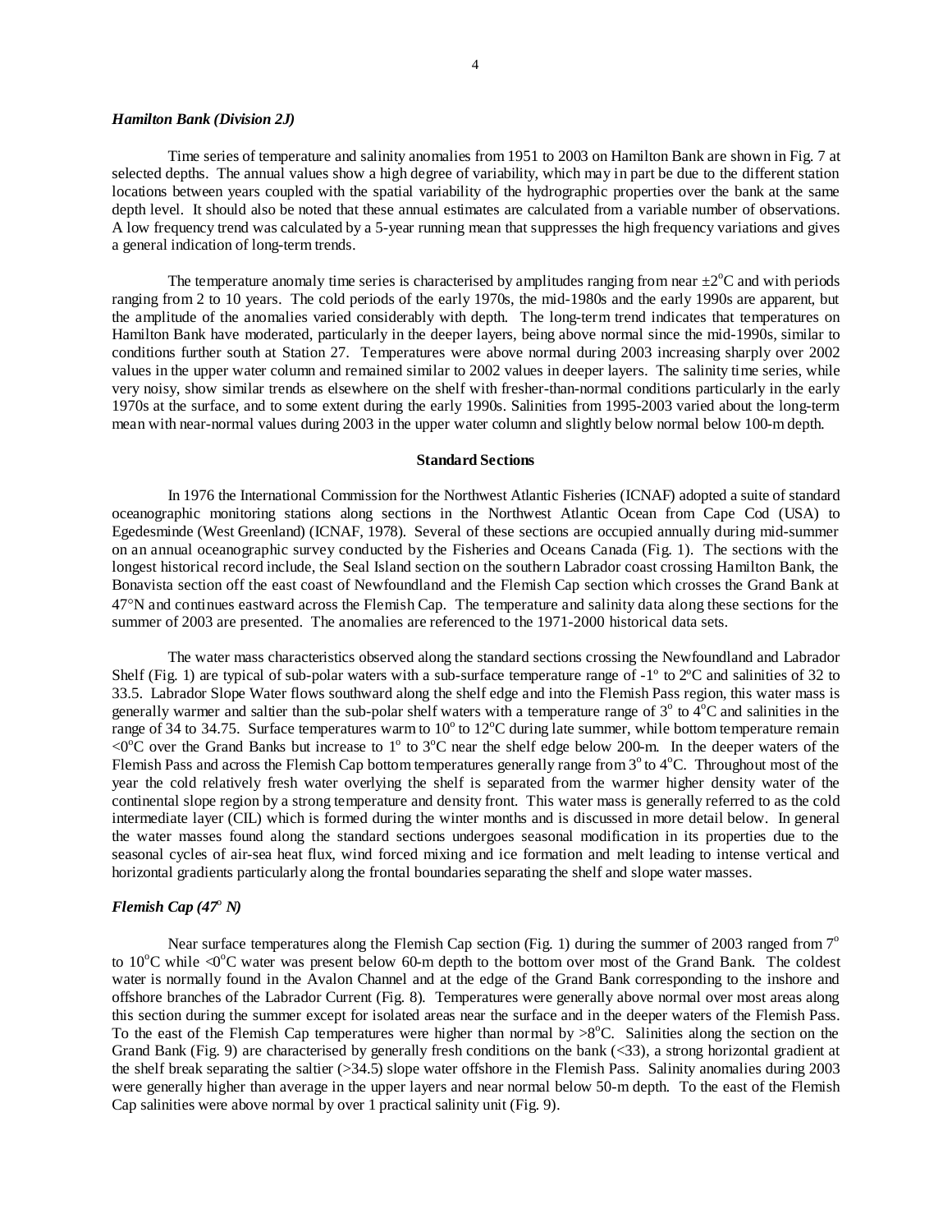### *Hamilton Bank (Division 2J)*

Time series of temperature and salinity anomalies from 1951 to 2003 on Hamilton Bank are shown in Fig. 7 at selected depths. The annual values show a high degree of variability, which may in part be due to the different station locations between years coupled with the spatial variability of the hydrographic properties over the bank at the same depth level. It should also be noted that these annual estimates are calculated from a variable number of observations. A low frequency trend was calculated by a 5-year running mean that suppresses the high frequency variations and gives a general indication of long-term trends.

The temperature anomaly time series is characterised by amplitudes ranging from near $\pm 2^{o}$C and with periods ranging from 2 to 10 years. The cold periods of the early 1970s, the mid-1980s and the early 1990s are apparent, but the amplitude of the anomalies varied considerably with depth. The long-term trend indicates that temperatures on Hamilton Bank have moderated, particularly in the deeper layers, being above normal since the mid-1990s, similar to conditions further south at Station 27. Temperatures were above normal during 2003 increasing sharply over 2002 values in the upper water column and remained similar to 2002 values in deeper layers. The salinity time series, while very noisy, show similar trends as elsewhere on the shelf with fresher-than-normal conditions particularly in the early 1970s at the surface, and to some extent during the early 1990s. Salinities from 1995-2003 varied about the long-term mean with near-normal values during 2003 in the upper water column and slightly below normal below 100-m depth.

## Standard Sections

In 1976 the International Commission for the Northwest Atlantic Fisheries (ICNAF) adopted a suite of standard oceanographic monitoring stations along sections in the Northwest Atlantic Ocean from Cape Cod (USA) to Egedesminde (West Greenland) (ICNAF, 1978). Several of these sections are occupied annually during mid-summer on an annual oceanographic survey conducted by the Fisheries and Oceans Canada (Fig. 1). The sections with the longest historical record include, the Seal Island section on the southern Labrador coast crossing Hamilton Bank, the Bonavista section off the east coast of Newfoundland and the Flemish Cap section which crosses the Grand Bank at 47°N and continues eastward across the Flemish Cap. The temperature and salinity data along these sections for the summer of 2003 are presented. The anomalies are referenced to the 1971-2000 historical data sets.

The water mass characteristics observed along the standard sections crossing the Newfoundland and Labrador Shelf (Fig. 1) are typical of sub-polar waters with a sub-surface temperature range of -1º to 2ºC and salinities of 32 to 33.5. Labrador Slope Water flows southward along the shelf edge and into the Flemish Pass region, this water mass is generally warmer and saltier than the sub-polar shelf waters with a temperature range of $3^{o}$ to $4^{o}$C and salinities in the range of 34 to 34.75. Surface temperatures warm to $10^{o}$ to $12^{o}$C during late summer, while bottom temperature remain $<0^{o}$C over the Grand Banks but increase to $1^{o}$ to $3^{o}$C near the shelf edge below 200-m. In the deeper waters of the Flemish Pass and across the Flemish Cap bottom temperatures generally range from $3^{o}$ to $4^{o}$C. Throughout most of the year the cold relatively fresh water overlying the shelf is separated from the warmer higher density water of the continental slope region by a strong temperature and density front. This water mass is generally referred to as the cold intermediate layer (CIL) which is formed during the winter months and is discussed in more detail below. In general the water masses found along the standard sections undergoes seasonal modification in its properties due to the seasonal cycles of air-sea heat flux, wind forced mixing and ice formation and melt leading to intense vertical and horizontal gradients particularly along the frontal boundaries separating the shelf and slope water masses.

### *Flemish Cap (47° N)*

Near surface temperatures along the Flemish Cap section (Fig. 1) during the summer of 2003 ranged from $7^{o}$ to $10^{o}$C while $<0^{o}$C water was present below 60-m depth to the bottom over most of the Grand Bank. The coldest water is normally found in the Avalon Channel and at the edge of the Grand Bank corresponding to the inshore and offshore branches of the Labrador Current (Fig. 8). Temperatures were generally above normal over most areas along this section during the summer except for isolated areas near the surface and in the deeper waters of the Flemish Pass. To the east of the Flemish Cap temperatures were higher than normal by $>8^{o}$C. Salinities along the section on the Grand Bank (Fig. 9) are characterised by generally fresh conditions on the bank (<33), a strong horizontal gradient at the shelf break separating the saltier (>34.5) slope water offshore in the Flemish Pass. Salinity anomalies during 2003 were generally higher than average in the upper layers and near normal below 50-m depth. To the east of the Flemish Cap salinities were above normal by over 1 practical salinity unit (Fig. 9).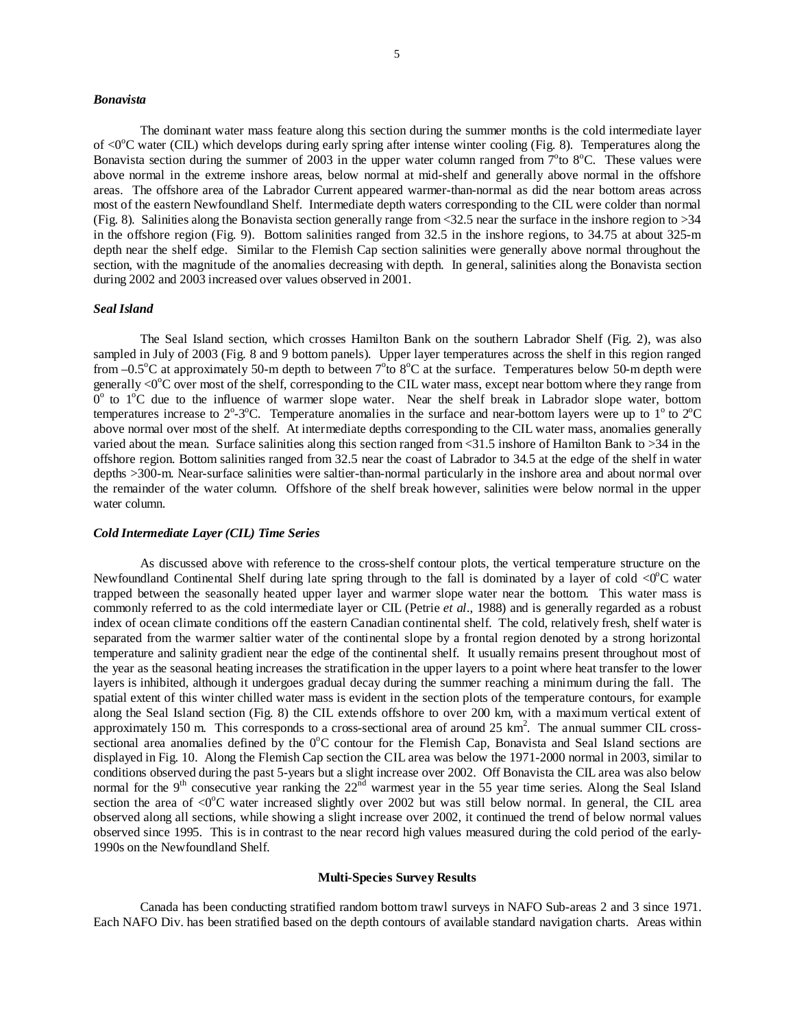### *Bonavista*

The dominant water mass feature along this section during the summer months is the cold intermediate layer of <0°C water (CIL) which develops during early spring after intense winter cooling (Fig. 8). Temperatures along the Bonavista section during the summer of 2003 in the upper water column ranged from 7°to 8°C. These values were above normal in the extreme inshore areas, below normal at mid-shelf and generally above normal in the offshore areas. The offshore area of the Labrador Current appeared warmer-than-normal as did the near bottom areas across most of the eastern Newfoundland Shelf. Intermediate depth waters corresponding to the CIL were colder than normal (Fig. 8). Salinities along the Bonavista section generally range from <32.5 near the surface in the inshore region to >34 in the offshore region (Fig. 9). Bottom salinities ranged from 32.5 in the inshore regions, to 34.75 at about 325-m depth near the shelf edge. Similar to the Flemish Cap section salinities were generally above normal throughout the section, with the magnitude of the anomalies decreasing with depth. In general, salinities along the Bonavista section during 2002 and 2003 increased over values observed in 2001.

### *Seal Island*

The Seal Island section, which crosses Hamilton Bank on the southern Labrador Shelf (Fig. 2), was also sampled in July of 2003 (Fig. 8 and 9 bottom panels). Upper layer temperatures across the shelf in this region ranged from –0.5°C at approximately 50-m depth to between 7°to 8°C at the surface. Temperatures below 50-m depth were generally <0°C over most of the shelf, corresponding to the CIL water mass, except near bottom where they range from 0° to 1°C due to the influence of warmer slope water. Near the shelf break in Labrador slope water, bottom temperatures increase to 2°-3°C. Temperature anomalies in the surface and near-bottom layers were up to 1° to 2°C above normal over most of the shelf. At intermediate depths corresponding to the CIL water mass, anomalies generally varied about the mean. Surface salinities along this section ranged from <31.5 inshore of Hamilton Bank to >34 in the offshore region. Bottom salinities ranged from 32.5 near the coast of Labrador to 34.5 at the edge of the shelf in water depths >300-m. Near-surface salinities were saltier-than-normal particularly in the inshore area and about normal over the remainder of the water column. Offshore of the shelf break however, salinities were below normal in the upper water column.

### *Cold Intermediate Layer (CIL) Time Series*

As discussed above with reference to the cross-shelf contour plots, the vertical temperature structure on the Newfoundland Continental Shelf during late spring through to the fall is dominated by a layer of cold <0°C water trapped between the seasonally heated upper layer and warmer slope water near the bottom. This water mass is commonly referred to as the cold intermediate layer or CIL (Petrie *et al*., 1988) and is generally regarded as a robust index of ocean climate conditions off the eastern Canadian continental shelf. The cold, relatively fresh, shelf water is separated from the warmer saltier water of the continental slope by a frontal region denoted by a strong horizontal temperature and salinity gradient near the edge of the continental shelf. It usually remains present throughout most of the year as the seasonal heating increases the stratification in the upper layers to a point where heat transfer to the lower layers is inhibited, although it undergoes gradual decay during the summer reaching a minimum during the fall. The spatial extent of this winter chilled water mass is evident in the section plots of the temperature contours, for example along the Seal Island section (Fig. 8) the CIL extends offshore to over 200 km, with a maximum vertical extent of approximately 150 m. This corresponds to a cross-sectional area of around 25 km$^2$. The annual summer CIL cross-sectional area anomalies defined by the 0°C contour for the Flemish Cap, Bonavista and Seal Island sections are displayed in Fig. 10. Along the Flemish Cap section the CIL area was below the 1971-2000 normal in 2003, similar to conditions observed during the past 5-years but a slight increase over 2002. Off Bonavista the CIL area was also below normal for the 9th consecutive year ranking the 22nd warmest year in the 55 year time series. Along the Seal Island section the area of <0°C water increased slightly over 2002 but was still below normal. In general, the CIL area observed along all sections, while showing a slight increase over 2002, it continued the trend of below normal values observed since 1995. This is in contrast to the near record high values measured during the cold period of the early-1990s on the Newfoundland Shelf.

## Multi-Species Survey Results

Canada has been conducting stratified random bottom trawl surveys in NAFO Sub-areas 2 and 3 since 1971. Each NAFO Div. has been stratified based on the depth contours of available standard navigation charts. Areas within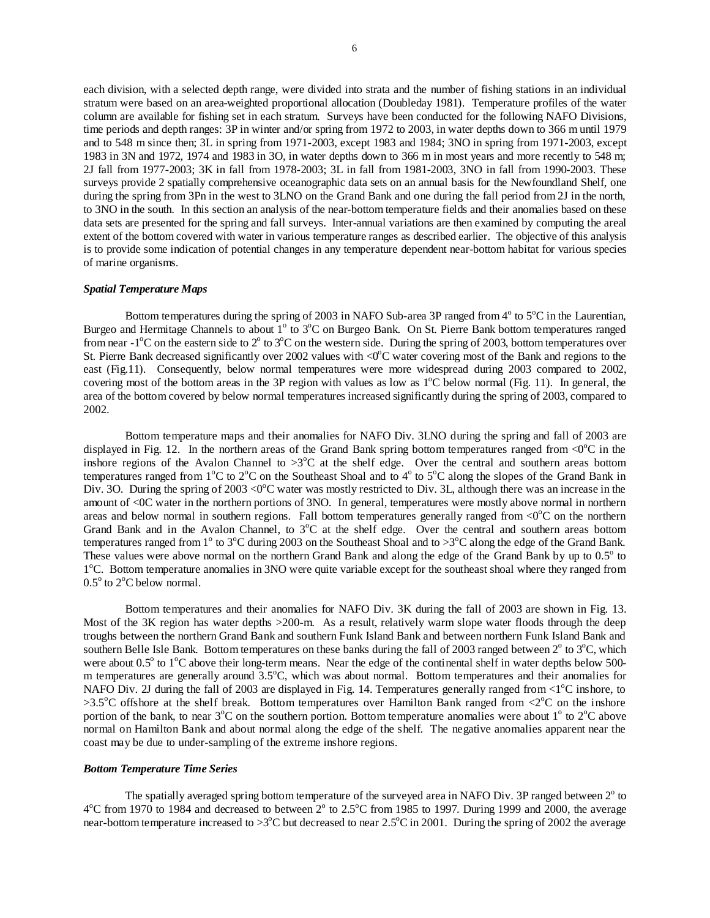each division, with a selected depth range, were divided into strata and the number of fishing stations in an individual stratum were based on an area-weighted proportional allocation (Doubleday 1981). Temperature profiles of the water column are available for fishing set in each stratum. Surveys have been conducted for the following NAFO Divisions, time periods and depth ranges: 3P in winter and/or spring from 1972 to 2003, in water depths down to 366 m until 1979 and to 548 m since then; 3L in spring from 1971-2003, except 1983 and 1984; 3NO in spring from 1971-2003, except 1983 in 3N and 1972, 1974 and 1983 in 3O, in water depths down to 366 m in most years and more recently to 548 m; 2J fall from 1977-2003; 3K in fall from 1978-2003; 3L in fall from 1981-2003, 3NO in fall from 1990-2003. These surveys provide 2 spatially comprehensive oceanographic data sets on an annual basis for the Newfoundland Shelf, one during the spring from 3Pn in the west to 3LNO on the Grand Bank and one during the fall period from 2J in the north, to 3NO in the south. In this section an analysis of the near-bottom temperature fields and their anomalies based on these data sets are presented for the spring and fall surveys. Inter-annual variations are then examined by computing the areal extent of the bottom covered with water in various temperature ranges as described earlier. The objective of this analysis is to provide some indication of potential changes in any temperature dependent near-bottom habitat for various species of marine organisms.

### *Spatial Temperature Maps*

Bottom temperatures during the spring of 2003 in NAFO Sub-area 3P ranged from 4° to 5°C in the Laurentian, Burgeo and Hermitage Channels to about 1° to 3°C on Burgeo Bank. On St. Pierre Bank bottom temperatures ranged from near -1°C on the eastern side to 2° to 3°C on the western side. During the spring of 2003, bottom temperatures over St. Pierre Bank decreased significantly over 2002 values with <0°C water covering most of the Bank and regions to the east (Fig.11). Consequently, below normal temperatures were more widespread during 2003 compared to 2002, covering most of the bottom areas in the 3P region with values as low as 1°C below normal (Fig. 11). In general, the area of the bottom covered by below normal temperatures increased significantly during the spring of 2003, compared to 2002.

Bottom temperature maps and their anomalies for NAFO Div. 3LNO during the spring and fall of 2003 are displayed in Fig. 12. In the northern areas of the Grand Bank spring bottom temperatures ranged from <0°C in the inshore regions of the Avalon Channel to >3°C at the shelf edge. Over the central and southern areas bottom temperatures ranged from 1°C to 2°C on the Southeast Shoal and to 4° to 5°C along the slopes of the Grand Bank in Div. 3O. During the spring of 2003 <0°C water was mostly restricted to Div. 3L, although there was an increase in the amount of <0C water in the northern portions of 3NO. In general, temperatures were mostly above normal in northern areas and below normal in southern regions. Fall bottom temperatures generally ranged from <0°C on the northern Grand Bank and in the Avalon Channel, to 3°C at the shelf edge. Over the central and southern areas bottom temperatures ranged from 1° to 3°C during 2003 on the Southeast Shoal and to >3°C along the edge of the Grand Bank. These values were above normal on the northern Grand Bank and along the edge of the Grand Bank by up to 0.5° to 1°C. Bottom temperature anomalies in 3NO were quite variable except for the southeast shoal where they ranged from 0.5° to 2°C below normal.

Bottom temperatures and their anomalies for NAFO Div. 3K during the fall of 2003 are shown in Fig. 13. Most of the 3K region has water depths >200-m. As a result, relatively warm slope water floods through the deep troughs between the northern Grand Bank and southern Funk Island Bank and between northern Funk Island Bank and southern Belle Isle Bank. Bottom temperatures on these banks during the fall of 2003 ranged between 2° to 3°C, which were about 0.5° to 1°C above their long-term means. Near the edge of the continental shelf in water depths below 500-m temperatures are generally around 3.5°C, which was about normal. Bottom temperatures and their anomalies for NAFO Div. 2J during the fall of 2003 are displayed in Fig. 14. Temperatures generally ranged from <1°C inshore, to >3.5°C offshore at the shelf break. Bottom temperatures over Hamilton Bank ranged from <2°C on the inshore portion of the bank, to near 3°C on the southern portion. Bottom temperature anomalies were about 1° to 2°C above normal on Hamilton Bank and about normal along the edge of the shelf. The negative anomalies apparent near the coast may be due to under-sampling of the extreme inshore regions.

### *Bottom Temperature Time Series*

The spatially averaged spring bottom temperature of the surveyed area in NAFO Div. 3P ranged between 2° to 4°C from 1970 to 1984 and decreased to between 2° to 2.5°C from 1985 to 1997. During 1999 and 2000, the average near-bottom temperature increased to >3°C but decreased to near 2.5°C in 2001. During the spring of 2002 the average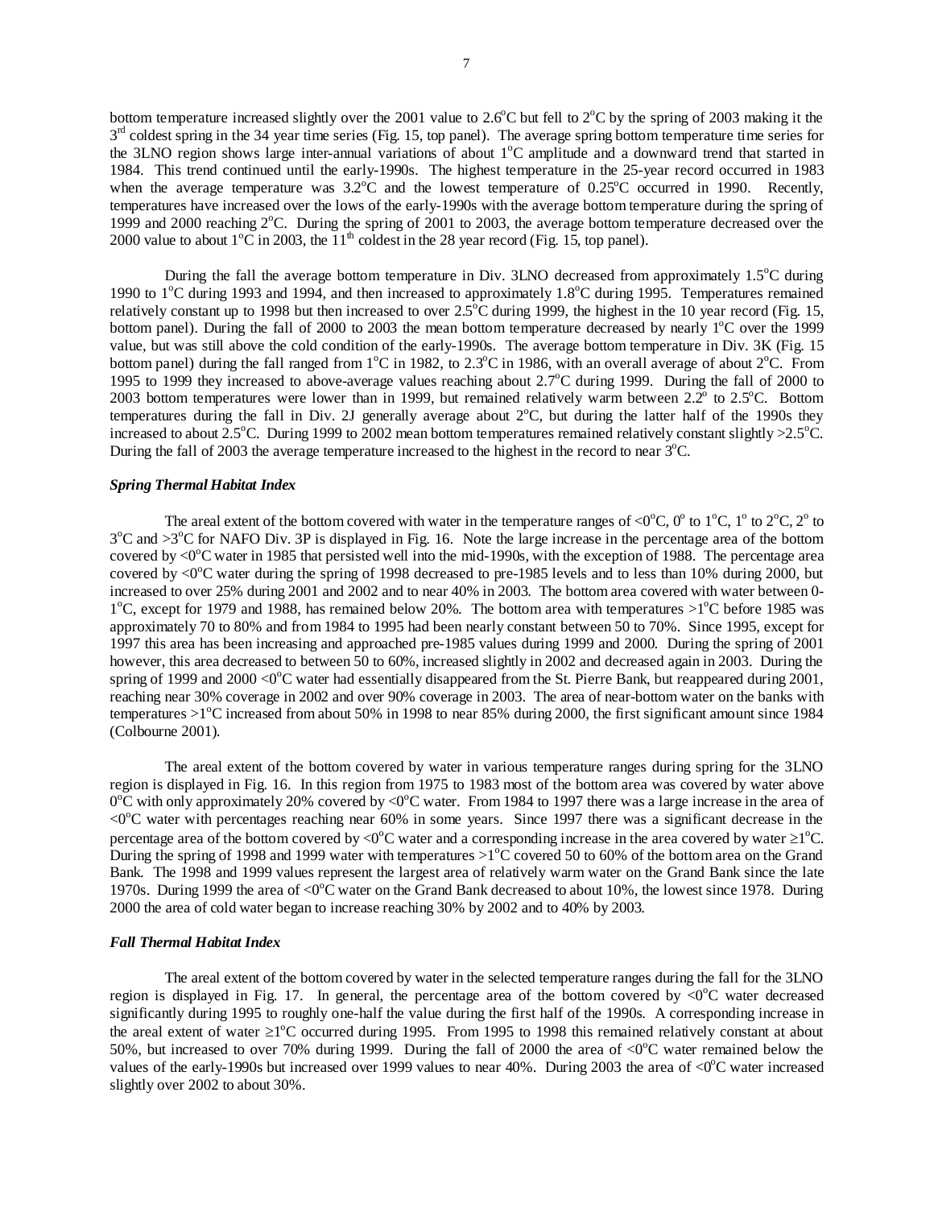bottom temperature increased slightly over the 2001 value to 2.6°C but fell to 2°C by the spring of 2003 making it the 3rd coldest spring in the 34 year time series (Fig. 15, top panel). The average spring bottom temperature time series for the 3LNO region shows large inter-annual variations of about 1°C amplitude and a downward trend that started in 1984. This trend continued until the early-1990s. The highest temperature in the 25-year record occurred in 1983 when the average temperature was 3.2°C and the lowest temperature of 0.25°C occurred in 1990. Recently, temperatures have increased over the lows of the early-1990s with the average bottom temperature during the spring of 1999 and 2000 reaching 2°C. During the spring of 2001 to 2003, the average bottom temperature decreased over the 2000 value to about 1°C in 2003, the 11th coldest in the 28 year record (Fig. 15, top panel).

During the fall the average bottom temperature in Div. 3LNO decreased from approximately 1.5°C during 1990 to 1°C during 1993 and 1994, and then increased to approximately 1.8°C during 1995. Temperatures remained relatively constant up to 1998 but then increased to over 2.5°C during 1999, the highest in the 10 year record (Fig. 15, bottom panel). During the fall of 2000 to 2003 the mean bottom temperature decreased by nearly 1°C over the 1999 value, but was still above the cold condition of the early-1990s. The average bottom temperature in Div. 3K (Fig. 15 bottom panel) during the fall ranged from 1°C in 1982, to 2.3°C in 1986, with an overall average of about 2°C. From 1995 to 1999 they increased to above-average values reaching about 2.7°C during 1999. During the fall of 2000 to 2003 bottom temperatures were lower than in 1999, but remained relatively warm between 2.2° to 2.5°C. Bottom temperatures during the fall in Div. 2J generally average about 2°C, but during the latter half of the 1990s they increased to about 2.5°C. During 1999 to 2002 mean bottom temperatures remained relatively constant slightly >2.5°C. During the fall of 2003 the average temperature increased to the highest in the record to near 3°C.

### *Spring Thermal Habitat Index*

The areal extent of the bottom covered with water in the temperature ranges of <0°C, 0° to 1°C, 1° to 2°C, 2° to 3°C and >3°C for NAFO Div. 3P is displayed in Fig. 16. Note the large increase in the percentage area of the bottom covered by <0°C water in 1985 that persisted well into the mid-1990s, with the exception of 1988. The percentage area covered by <0°C water during the spring of 1998 decreased to pre-1985 levels and to less than 10% during 2000, but increased to over 25% during 2001 and 2002 and to near 40% in 2003. The bottom area covered with water between 0-1°C, except for 1979 and 1988, has remained below 20%. The bottom area with temperatures >1°C before 1985 was approximately 70 to 80% and from 1984 to 1995 had been nearly constant between 50 to 70%. Since 1995, except for 1997 this area has been increasing and approached pre-1985 values during 1999 and 2000. During the spring of 2001 however, this area decreased to between 50 to 60%, increased slightly in 2002 and decreased again in 2003. During the spring of 1999 and 2000 <0°C water had essentially disappeared from the St. Pierre Bank, but reappeared during 2001, reaching near 30% coverage in 2002 and over 90% coverage in 2003. The area of near-bottom water on the banks with temperatures >1°C increased from about 50% in 1998 to near 85% during 2000, the first significant amount since 1984 (Colbourne 2001).

The areal extent of the bottom covered by water in various temperature ranges during spring for the 3LNO region is displayed in Fig. 16. In this region from 1975 to 1983 most of the bottom area was covered by water above 0°C with only approximately 20% covered by <0°C water. From 1984 to 1997 there was a large increase in the area of <0°C water with percentages reaching near 60% in some years. Since 1997 there was a significant decrease in the percentage area of the bottom covered by <0°C water and a corresponding increase in the area covered by water ≥1°C. During the spring of 1998 and 1999 water with temperatures >1°C covered 50 to 60% of the bottom area on the Grand Bank. The 1998 and 1999 values represent the largest area of relatively warm water on the Grand Bank since the late 1970s. During 1999 the area of <0°C water on the Grand Bank decreased to about 10%, the lowest since 1978. During 2000 the area of cold water began to increase reaching 30% by 2002 and to 40% by 2003.

### *Fall Thermal Habitat Index*

The areal extent of the bottom covered by water in the selected temperature ranges during the fall for the 3LNO region is displayed in Fig. 17. In general, the percentage area of the bottom covered by <0°C water decreased significantly during 1995 to roughly one-half the value during the first half of the 1990s. A corresponding increase in the areal extent of water ≥1°C occurred during 1995. From 1995 to 1998 this remained relatively constant at about 50%, but increased to over 70% during 1999. During the fall of 2000 the area of <0°C water remained below the values of the early-1990s but increased over 1999 values to near 40%. During 2003 the area of <0°C water increased slightly over 2002 to about 30%.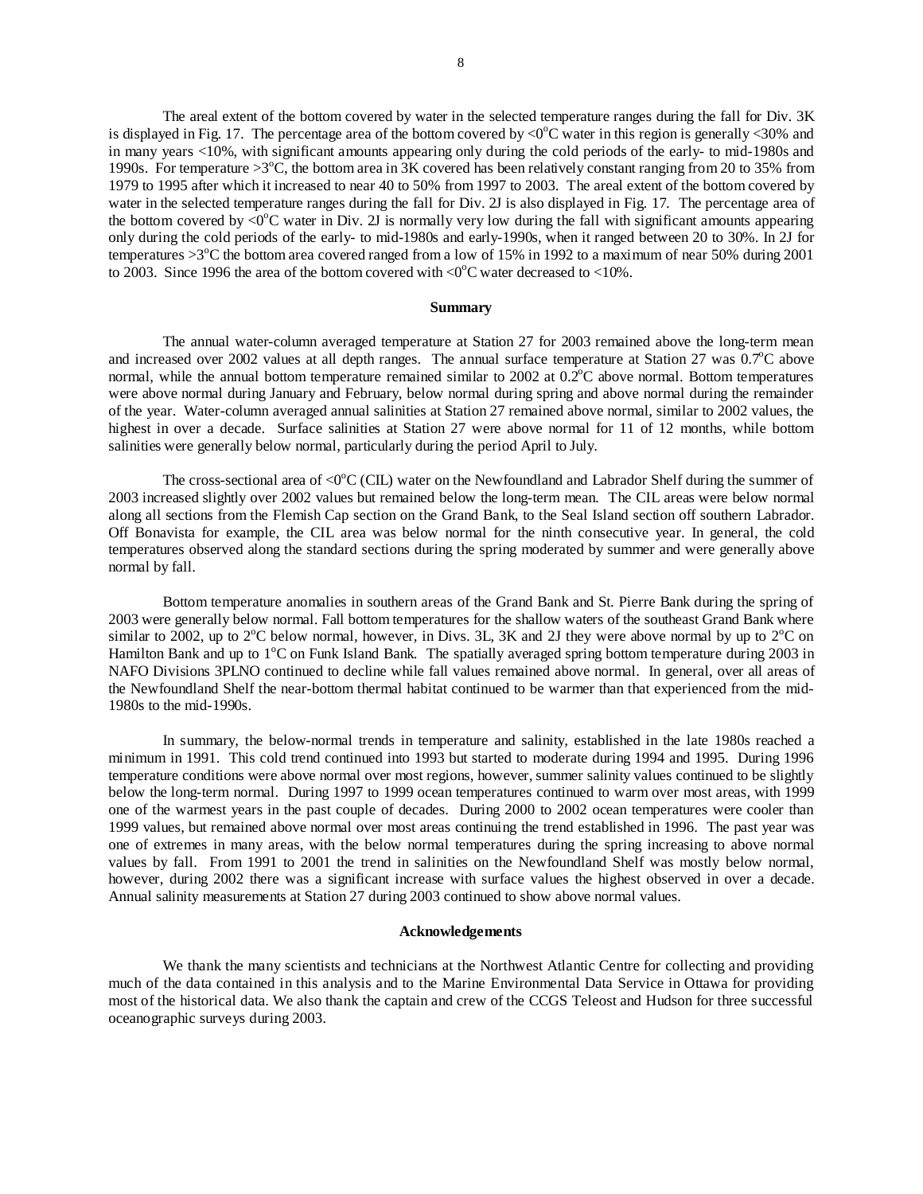The areal extent of the bottom covered by water in the selected temperature ranges during the fall for Div. 3K is displayed in Fig. 17. The percentage area of the bottom covered by <0°C water in this region is generally <30% and in many years <10%, with significant amounts appearing only during the cold periods of the early- to mid-1980s and 1990s. For temperature >3°C, the bottom area in 3K covered has been relatively constant ranging from 20 to 35% from 1979 to 1995 after which it increased to near 40 to 50% from 1997 to 2003. The areal extent of the bottom covered by water in the selected temperature ranges during the fall for Div. 2J is also displayed in Fig. 17. The percentage area of the bottom covered by <0°C water in Div. 2J is normally very low during the fall with significant amounts appearing only during the cold periods of the early- to mid-1980s and early-1990s, when it ranged between 20 to 30%. In 2J for temperatures >3°C the bottom area covered ranged from a low of 15% in 1992 to a maximum of near 50% during 2001 to 2003. Since 1996 the area of the bottom covered with <0°C water decreased to <10%.

## Summary

The annual water-column averaged temperature at Station 27 for 2003 remained above the long-term mean and increased over 2002 values at all depth ranges. The annual surface temperature at Station 27 was 0.7°C above normal, while the annual bottom temperature remained similar to 2002 at 0.2°C above normal. Bottom temperatures were above normal during January and February, below normal during spring and above normal during the remainder of the year. Water-column averaged annual salinities at Station 27 remained above normal, similar to 2002 values, the highest in over a decade. Surface salinities at Station 27 were above normal for 11 of 12 months, while bottom salinities were generally below normal, particularly during the period April to July.

The cross-sectional area of <0°C (CIL) water on the Newfoundland and Labrador Shelf during the summer of 2003 increased slightly over 2002 values but remained below the long-term mean. The CIL areas were below normal along all sections from the Flemish Cap section on the Grand Bank, to the Seal Island section off southern Labrador. Off Bonavista for example, the CIL area was below normal for the ninth consecutive year. In general, the cold temperatures observed along the standard sections during the spring moderated by summer and were generally above normal by fall.

Bottom temperature anomalies in southern areas of the Grand Bank and St. Pierre Bank during the spring of 2003 were generally below normal. Fall bottom temperatures for the shallow waters of the southeast Grand Bank where similar to 2002, up to 2°C below normal, however, in Divs. 3L, 3K and 2J they were above normal by up to 2°C on Hamilton Bank and up to 1°C on Funk Island Bank. The spatially averaged spring bottom temperature during 2003 in NAFO Divisions 3PLNO continued to decline while fall values remained above normal. In general, over all areas of the Newfoundland Shelf the near-bottom thermal habitat continued to be warmer than that experienced from the mid-1980s to the mid-1990s.

In summary, the below-normal trends in temperature and salinity, established in the late 1980s reached a minimum in 1991. This cold trend continued into 1993 but started to moderate during 1994 and 1995. During 1996 temperature conditions were above normal over most regions, however, summer salinity values continued to be slightly below the long-term normal. During 1997 to 1999 ocean temperatures continued to warm over most areas, with 1999 one of the warmest years in the past couple of decades. During 2000 to 2002 ocean temperatures were cooler than 1999 values, but remained above normal over most areas continuing the trend established in 1996. The past year was one of extremes in many areas, with the below normal temperatures during the spring increasing to above normal values by fall. From 1991 to 2001 the trend in salinities on the Newfoundland Shelf was mostly below normal, however, during 2002 there was a significant increase with surface values the highest observed in over a decade. Annual salinity measurements at Station 27 during 2003 continued to show above normal values.

## Acknowledgements

We thank the many scientists and technicians at the Northwest Atlantic Centre for collecting and providing much of the data contained in this analysis and to the Marine Environmental Data Service in Ottawa for providing most of the historical data. We also thank the captain and crew of the CCGS Teleost and Hudson for three successful oceanographic surveys during 2003.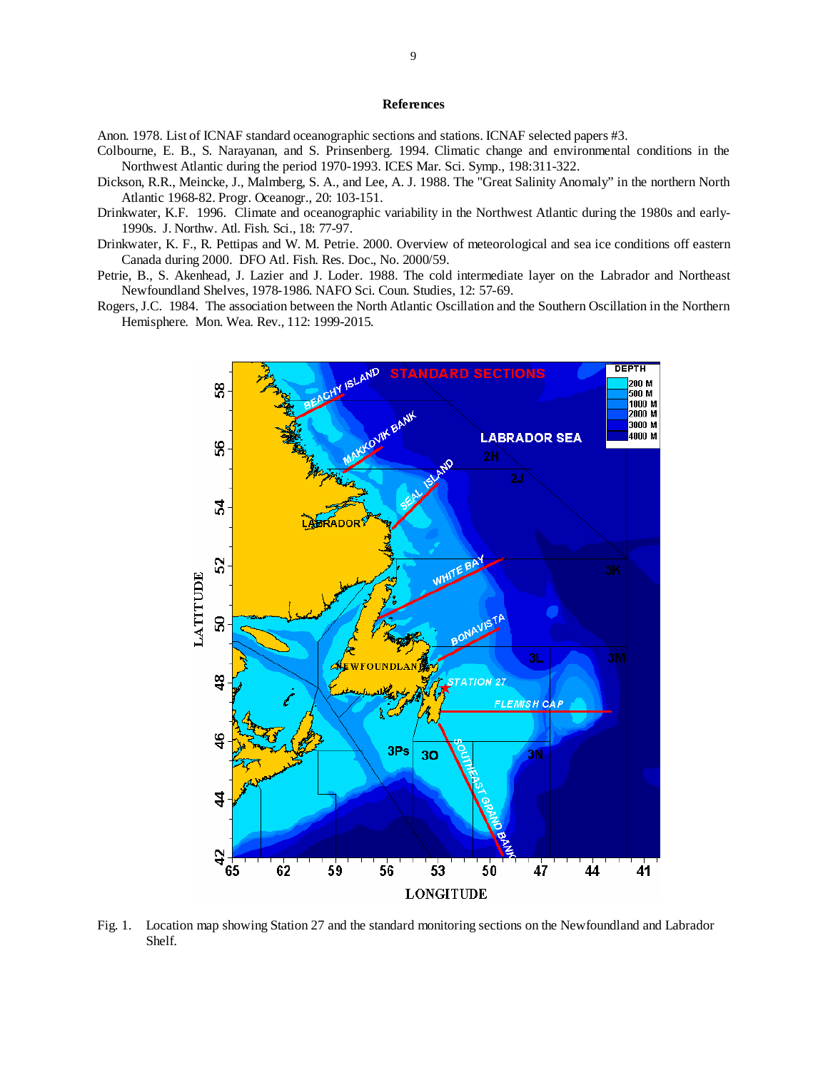## References

Anon. 1978. List of ICNAF standard oceanographic sections and stations. ICNAF selected papers #3.

Colbourne, E. B., S. Narayanan, and S. Prinsenberg. 1994. Climatic change and environmental conditions in the Northwest Atlantic during the period 1970-1993. ICES Mar. Sci. Symp., 198:311-322.

Dickson, R.R., Meincke, J., Malmberg, S. A., and Lee, A. J. 1988. The "Great Salinity Anomaly" in the northern North Atlantic 1968-82. Progr. Oceanogr., 20: 103-151.

Drinkwater, K.F. 1996. Climate and oceanographic variability in the Northwest Atlantic during the 1980s and early-1990s. J. Northw. Atl. Fish. Sci., 18: 77-97.

Drinkwater, K. F., R. Pettipas and W. M. Petrie. 2000. Overview of meteorological and sea ice conditions off eastern Canada during 2000. DFO Atl. Fish. Res. Doc., No. 2000/59.

Petrie, B., S. Akenhead, J. Lazier and J. Loder. 1988. The cold intermediate layer on the Labrador and Northeast Newfoundland Shelves, 1978-1986. NAFO Sci. Coun. Studies, 12: 57-69.

Rogers, J.C. 1984. The association between the North Atlantic Oscillation and the Southern Oscillation in the Northern Hemisphere. Mon. Wea. Rev., 112: 1999-2015.

Fig. 1. Location map showing Station 27 and the standard monitoring sections on the Newfoundland and Labrador Shelf.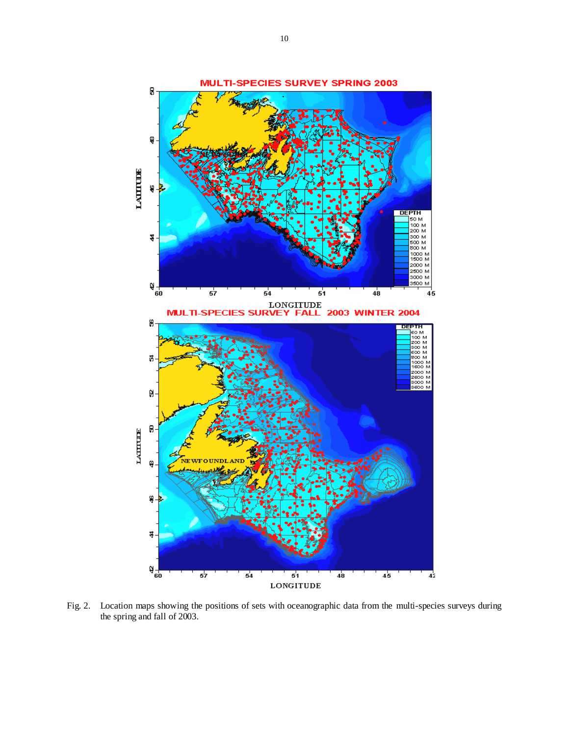Fig. 2. Location maps showing the positions of sets with oceanographic data from the multi-species surveys during the spring and fall of 2003.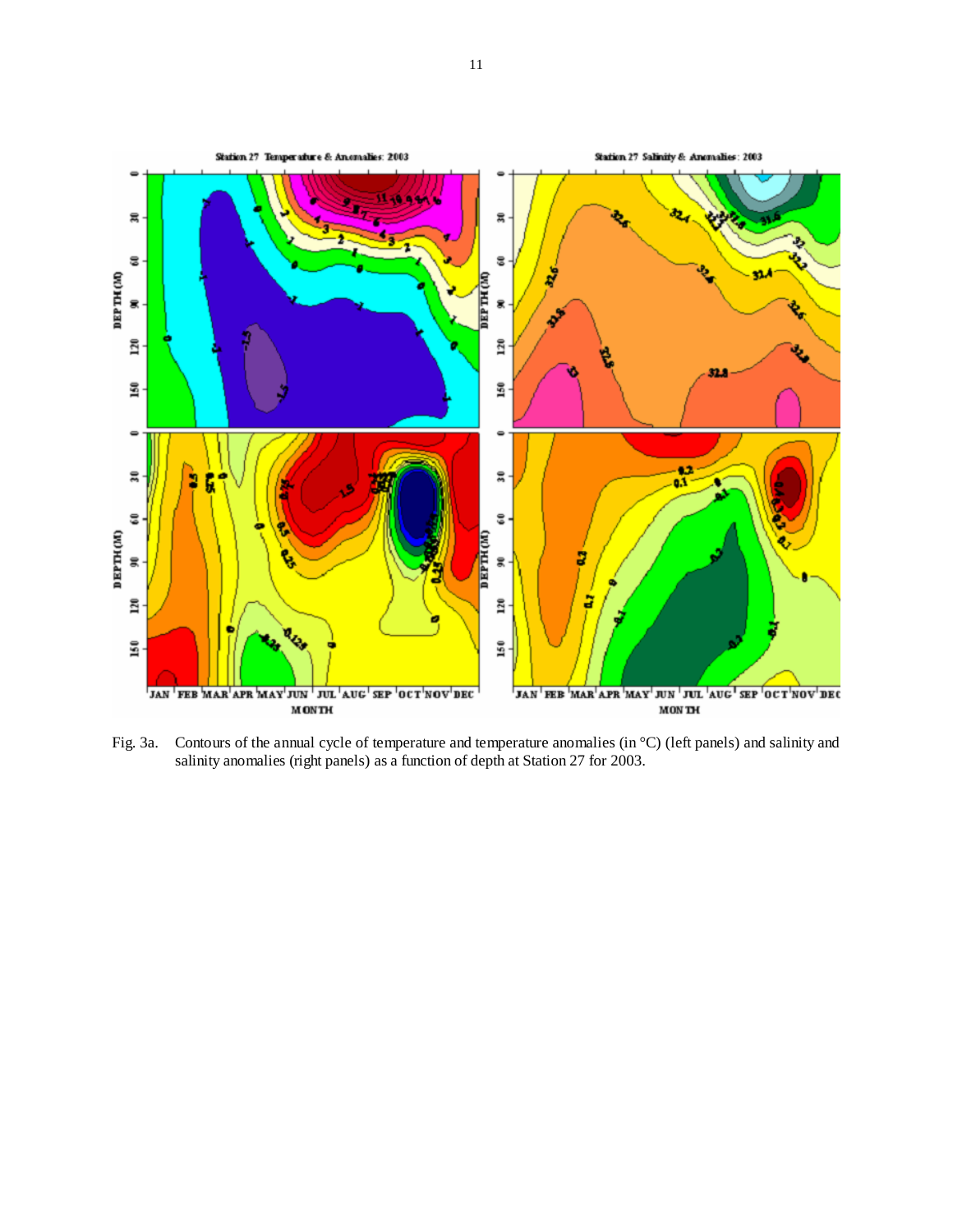Fig. 3a. Contours of the annual cycle of temperature and temperature anomalies (in °C) (left panels) and salinity and salinity anomalies (right panels) as a function of depth at Station 27 for 2003.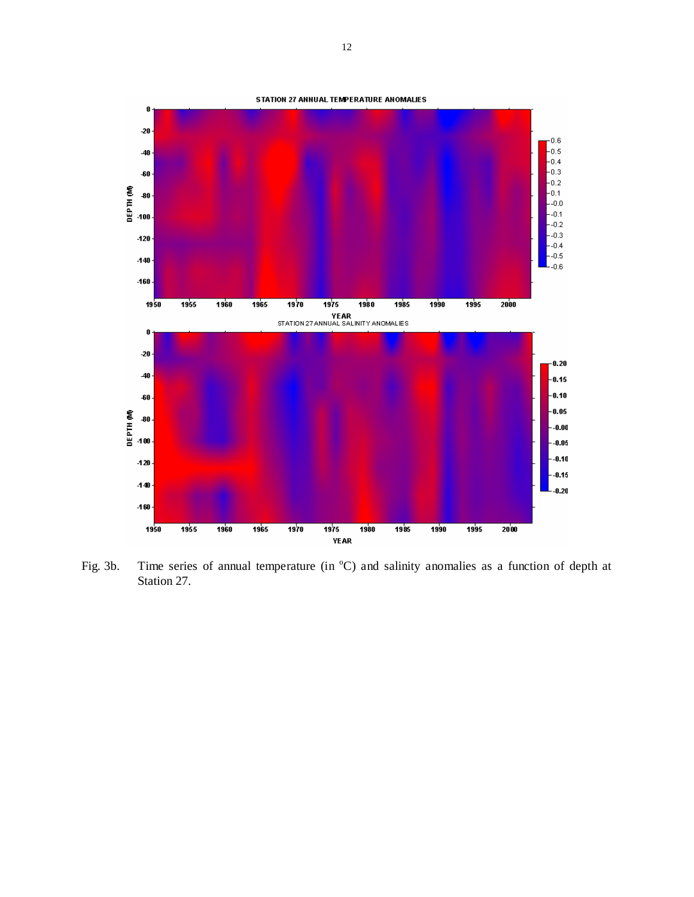Fig. 3b. Time series of annual temperature (in $^{o}$C) and salinity anomalies as a function of depth at Station 27.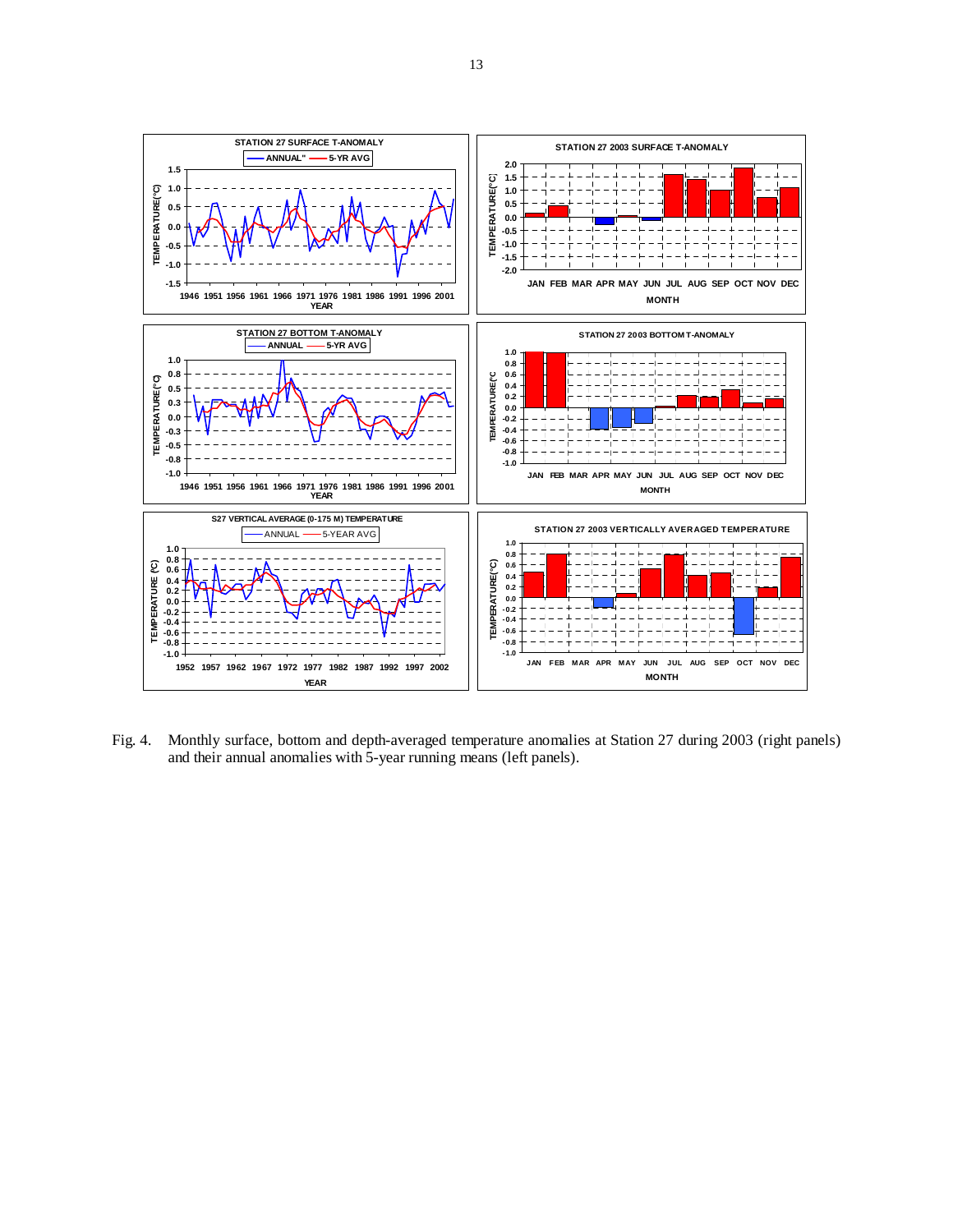Fig. 4. Monthly surface, bottom and depth-averaged temperature anomalies at Station 27 during 2003 (right panels) and their annual anomalies with 5-year running means (left panels).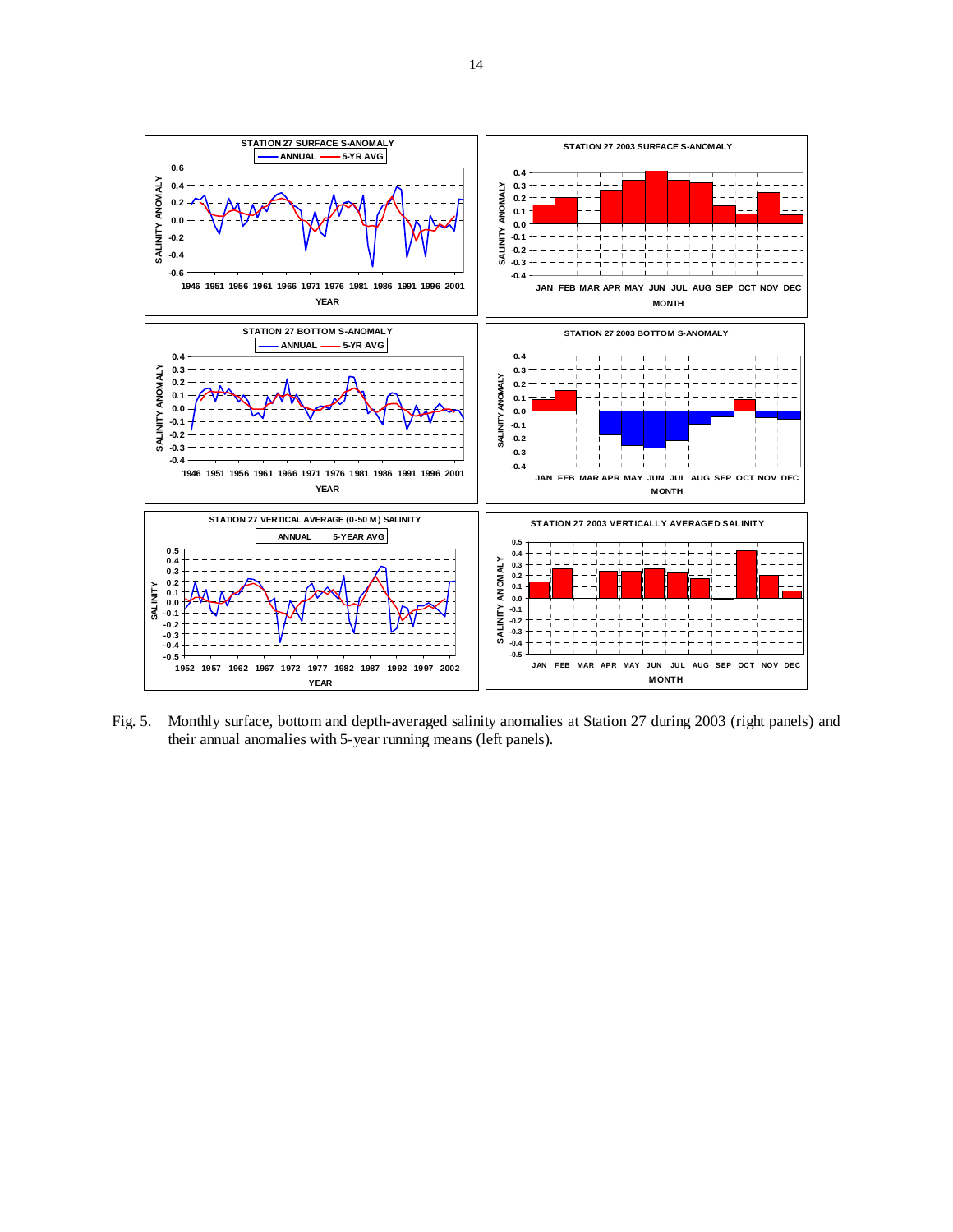Fig. 5. Monthly surface, bottom and depth-averaged salinity anomalies at Station 27 during 2003 (right panels) and their annual anomalies with 5-year running means (left panels).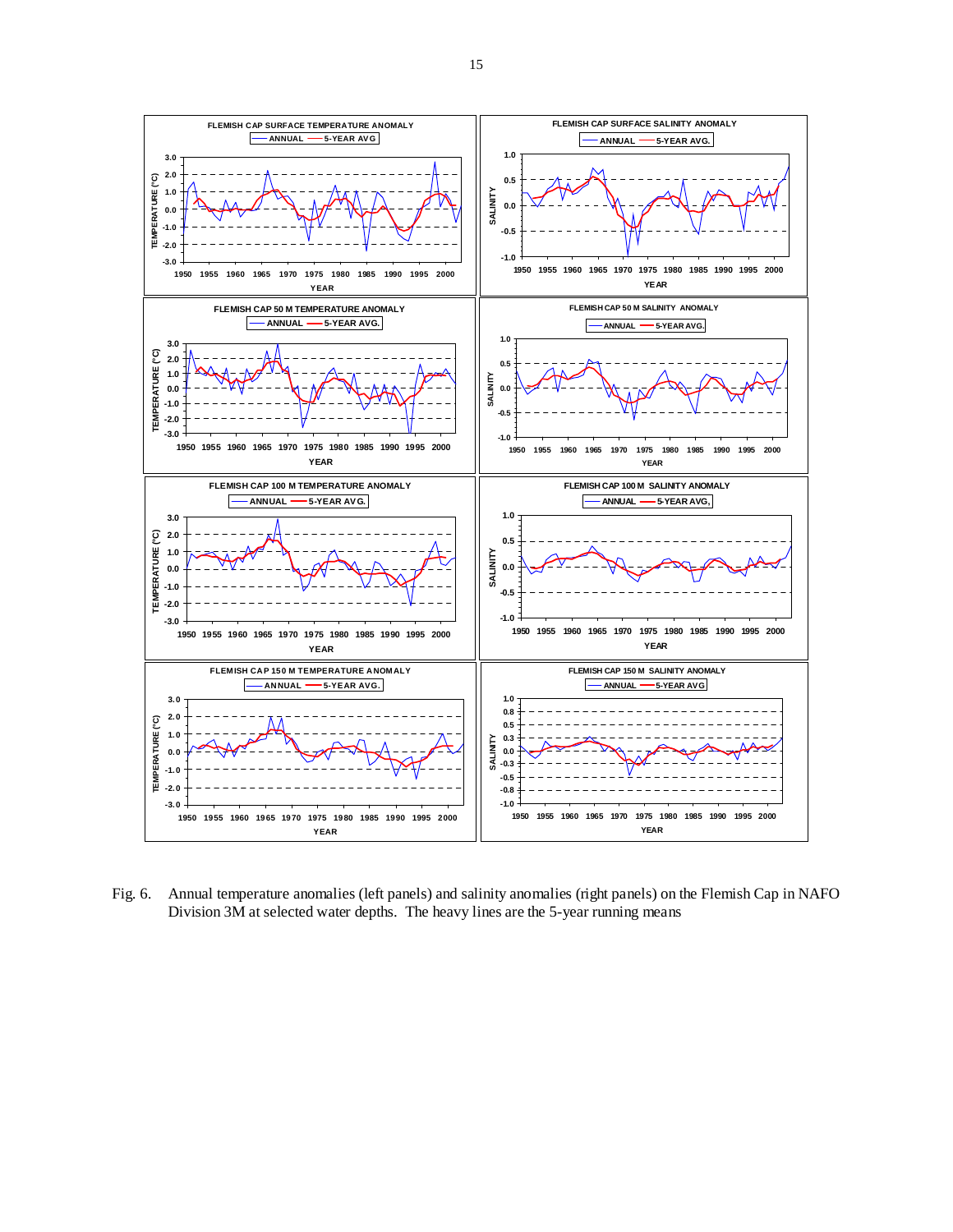Fig. 6. Annual temperature anomalies (left panels) and salinity anomalies (right panels) on the Flemish Cap in NAFO Division 3M at selected water depths. The heavy lines are the 5-year running means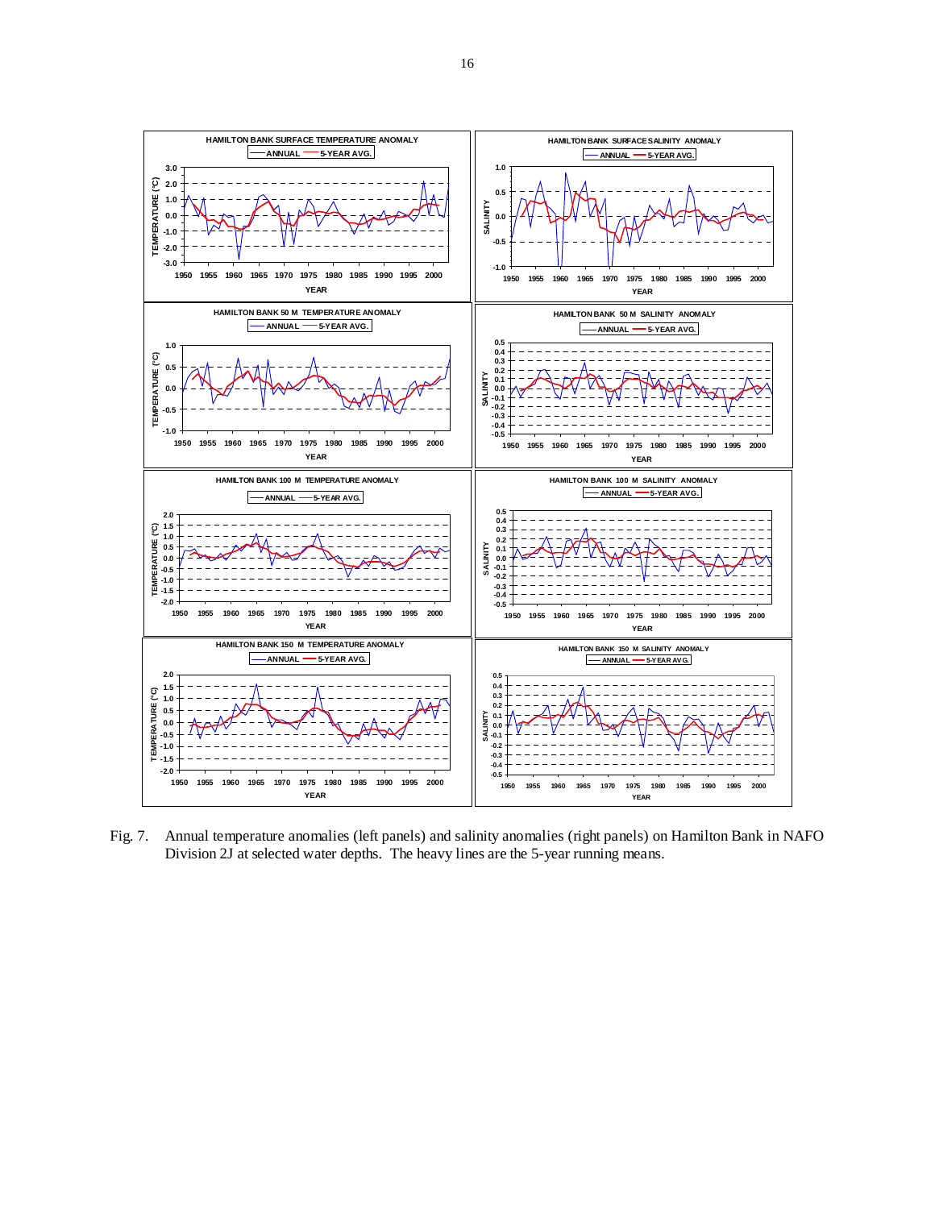Fig. 7. Annual temperature anomalies (left panels) and salinity anomalies (right panels) on Hamilton Bank in NAFO Division 2J at selected water depths. The heavy lines are the 5-year running means.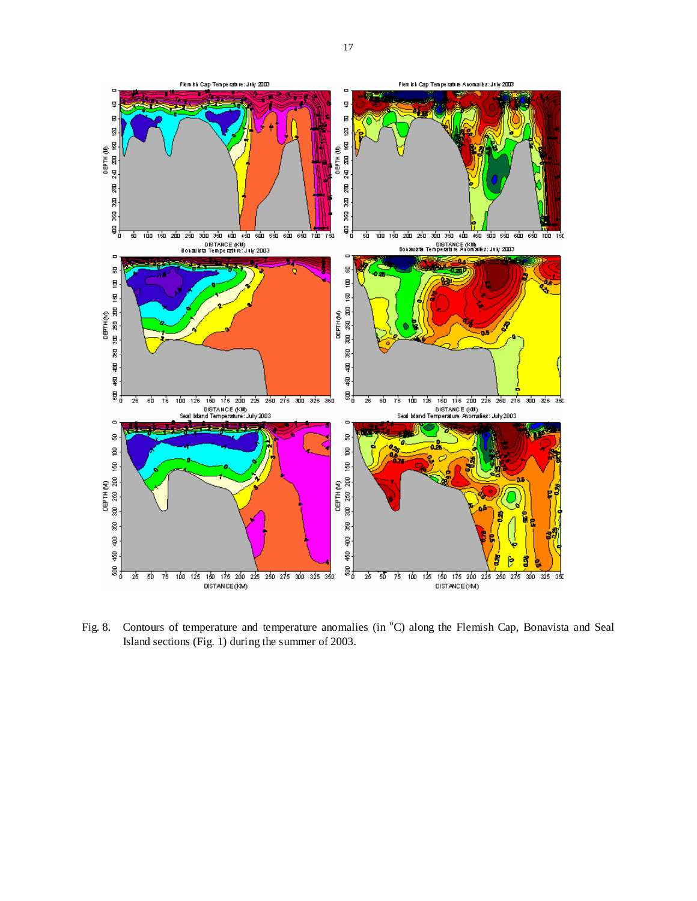Fig. 8. Contours of temperature and temperature anomalies (in °C) along the Flemish Cap, Bonavista and Seal Island sections (Fig. 1) during the summer of 2003.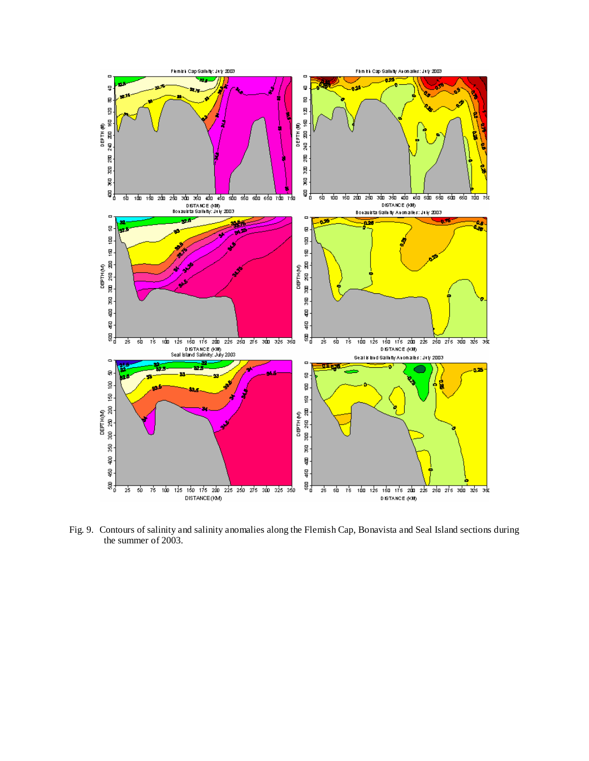Fig. 9. Contours of salinity and salinity anomalies along the Flemish Cap, Bonavista and Seal Island sections during the summer of 2003.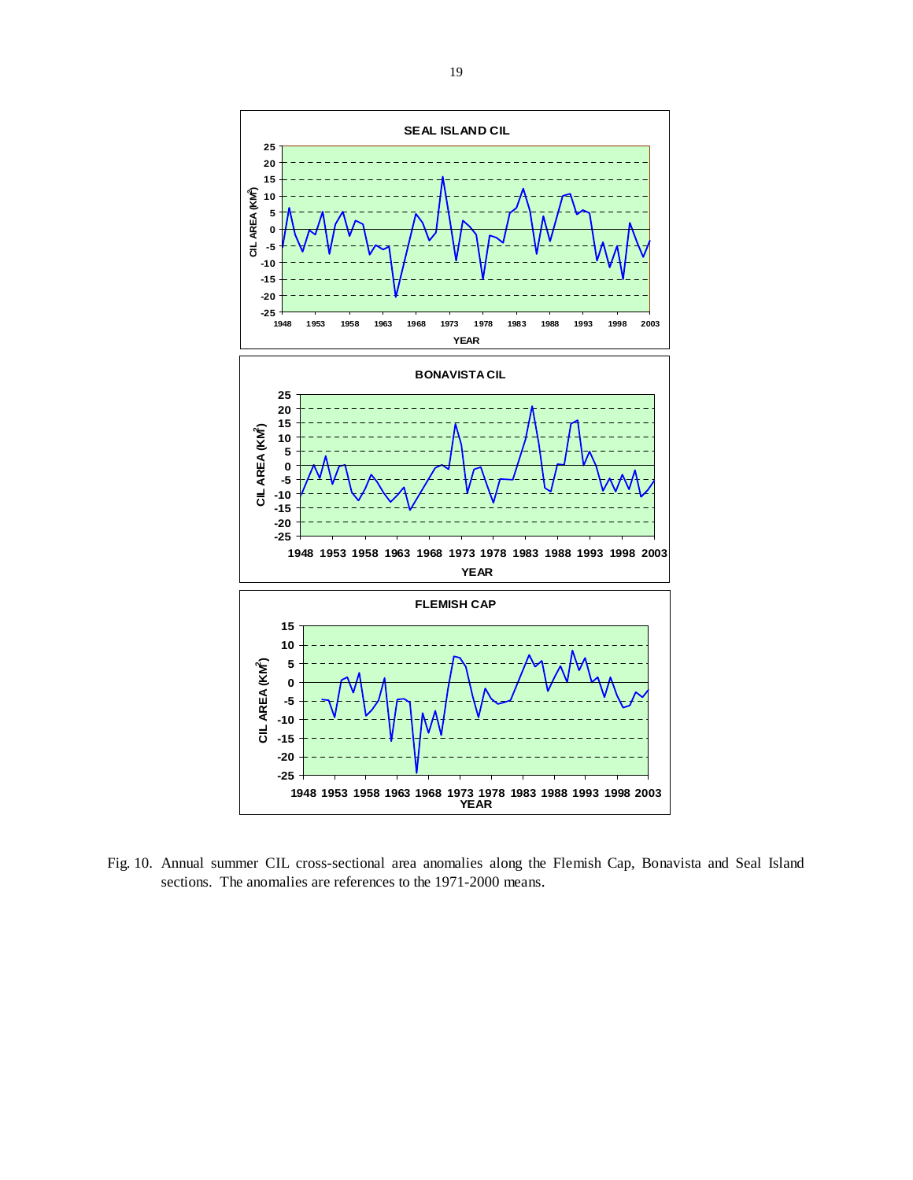Fig. 10. Annual summer CIL cross-sectional area anomalies along the Flemish Cap, Bonavista and Seal Island sections. The anomalies are references to the 1971-2000 means.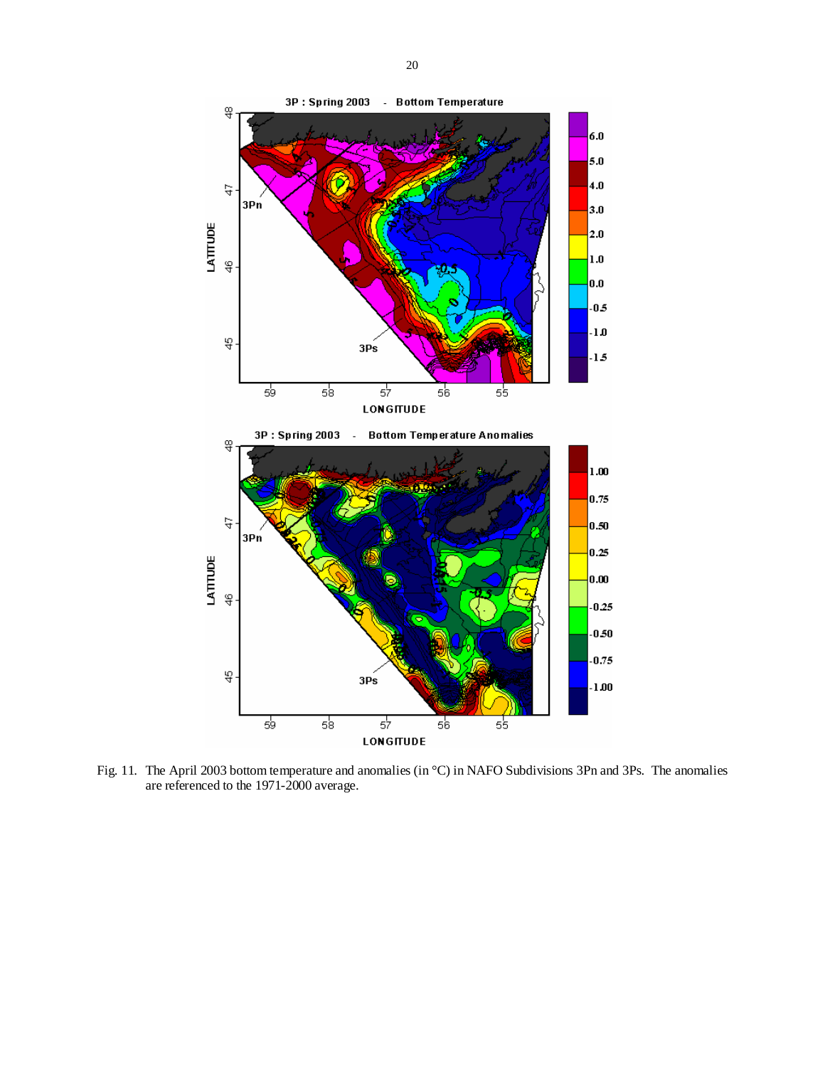Fig. 11. The April 2003 bottom temperature and anomalies (in °C) in NAFO Subdivisions 3Pn and 3Ps. The anomalies are referenced to the 1971-2000 average.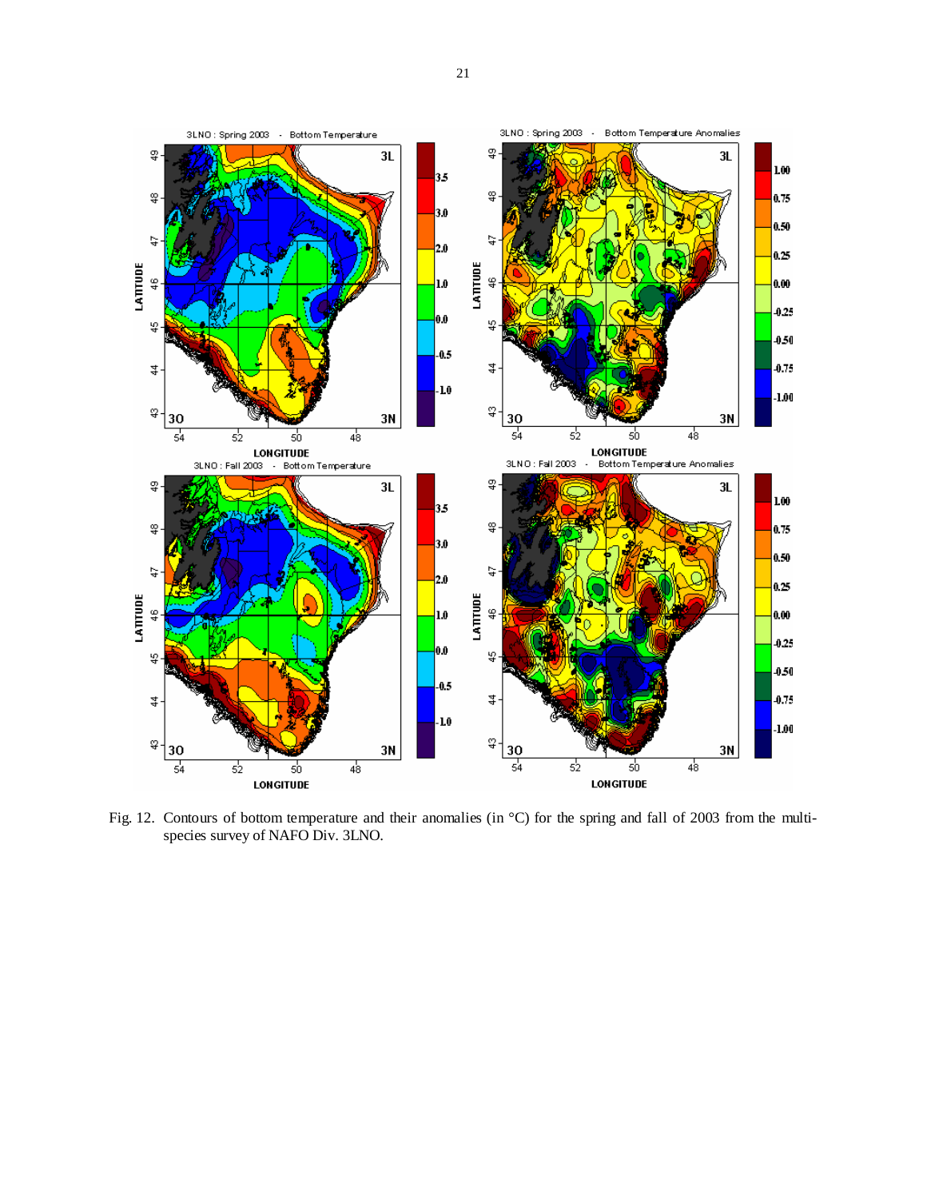Fig. 12. Contours of bottom temperature and their anomalies (in °C) for the spring and fall of 2003 from the multi-species survey of NAFO Div. 3LNO.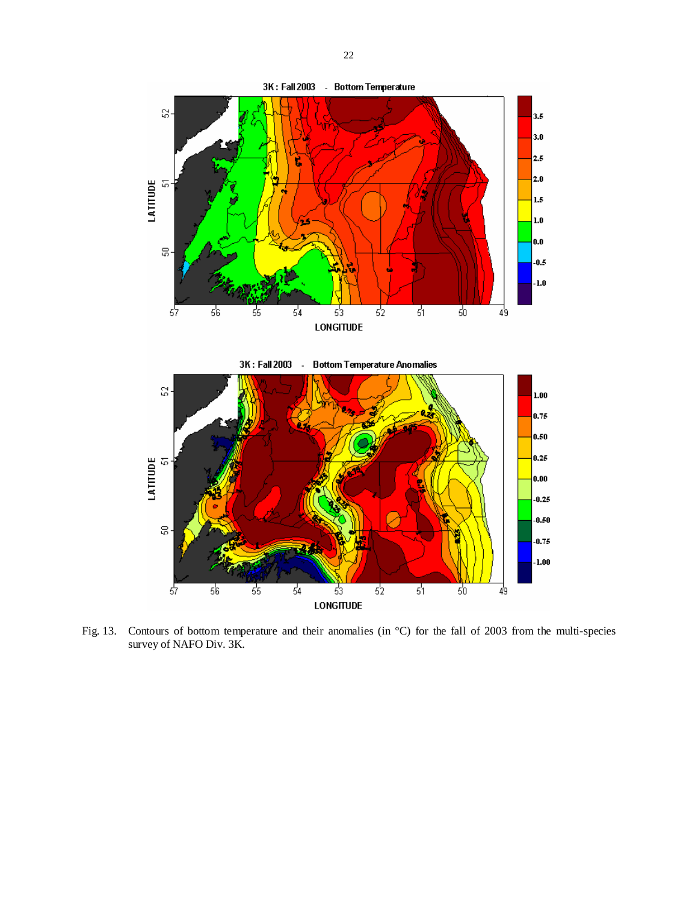Fig. 13. Contours of bottom temperature and their anomalies (in °C) for the fall of 2003 from the multi-species survey of NAFO Div. 3K.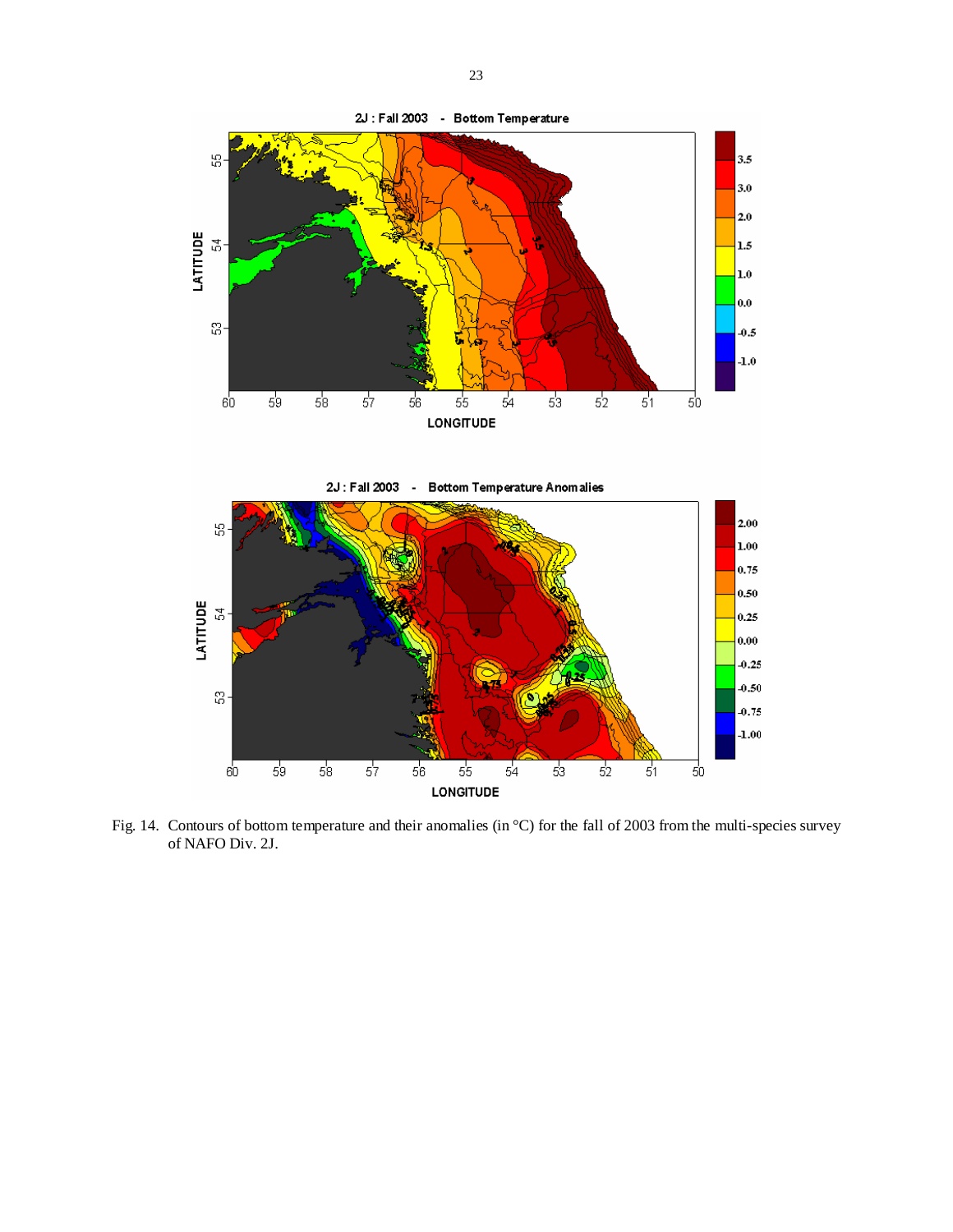Fig. 14. Contours of bottom temperature and their anomalies (in °C) for the fall of 2003 from the multi-species survey of NAFO Div. 2J.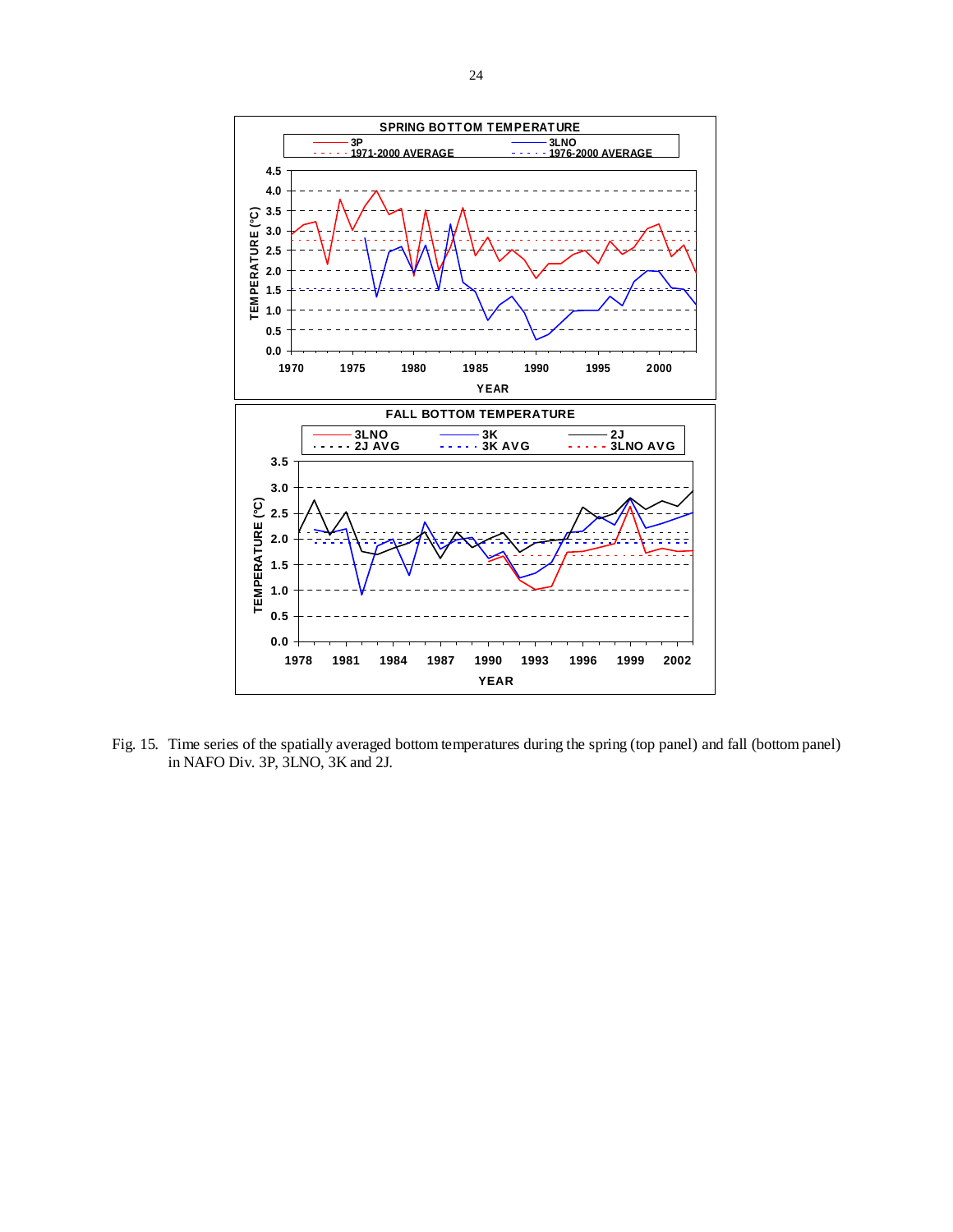Fig. 15. Time series of the spatially averaged bottom temperatures during the spring (top panel) and fall (bottom panel) in NAFO Div. 3P, 3LNO, 3K and 2J.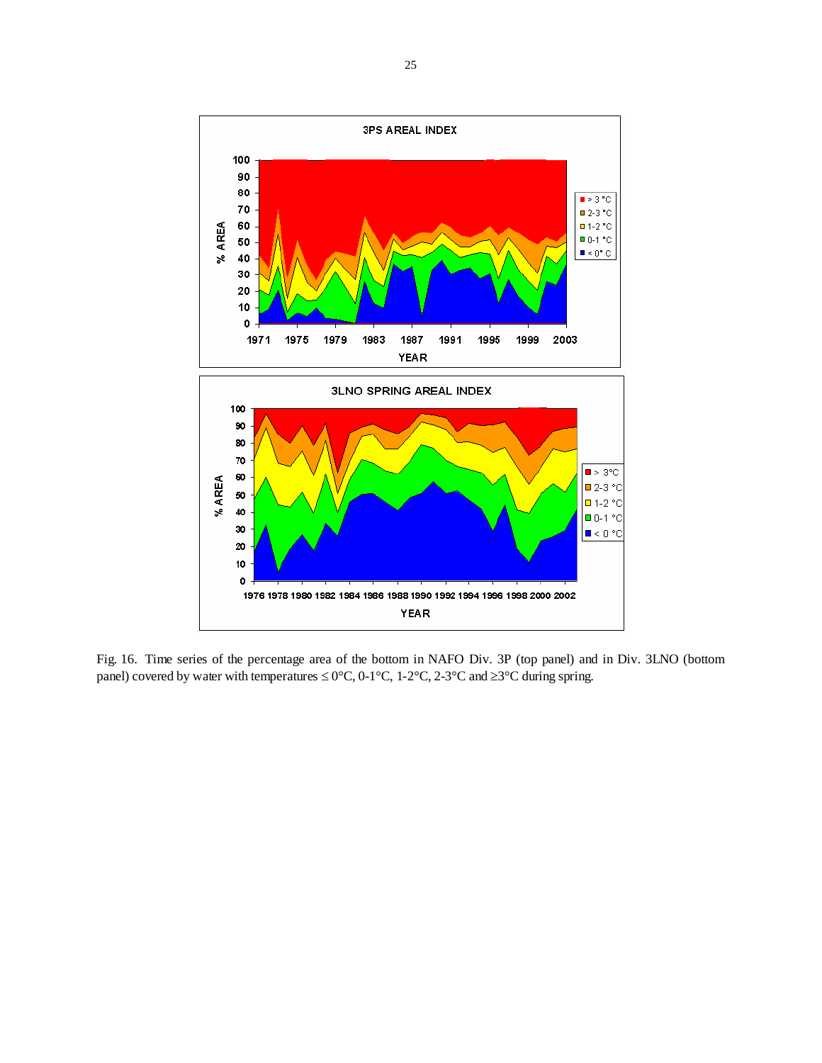Fig. 16. Time series of the percentage area of the bottom in NAFO Div. 3P (top panel) and in Div. 3LNO (bottom panel) covered by water with temperatures ≤ 0°C, 0-1°C, 1-2°C, 2-3°C and ≥3°C during spring.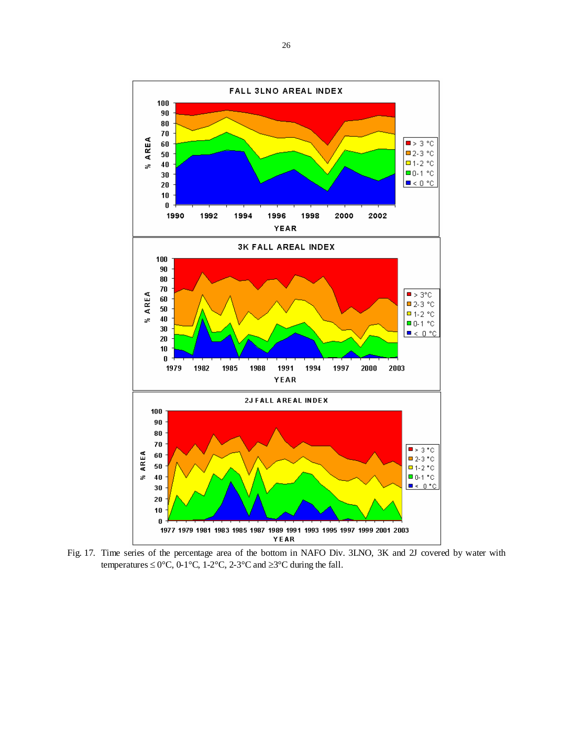FALL 3LNO AREAL INDEX

% AREA

100
90
80
70
60
50
40
30
20
10
0

1990 1992 1994 1996 1998 2000 2002

YEAR

> 3 °C
2-3 °C
1-2 °C
0-1 °C
< 0 °C

3K FALL AREAL INDEX

% AREA

100
90
80
70
60
50
40
30
20
10
0

1979 1982 1985 1988 1991 1994 1997 2000 2003

YEAR

> 3°C
2-3 °C
1-2 °C
0-1 °C
< 0 °C

2J FALL AREAL INDEX

% AREA

100
90
80
70
60
50
40
30
20
10
0

1977 1979 1981 1983 1985 1987 1989 1991 1993 1995 1997 1999 2001 2003

YEAR

> 3 °C
2-3 °C
1-2 °C
0-1 °C
< 0 °C

Fig. 17. Time series of the percentage area of the bottom in NAFO Div. 3LNO, 3K and 2J covered by water with temperatures ≤ 0°C, 0-1°C, 1-2°C, 2-3°C and ≥3°C during the fall.